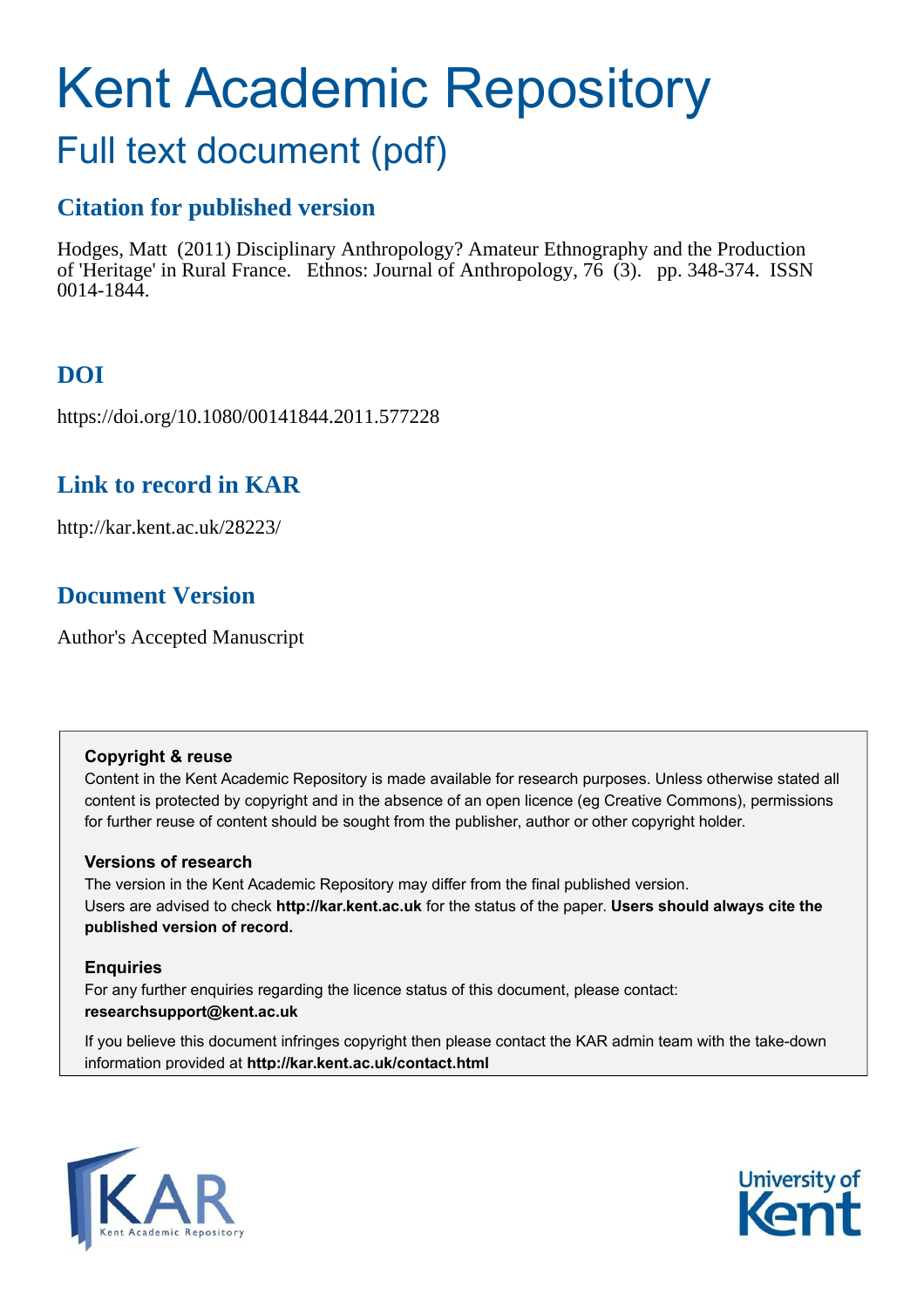# Kent Academic Repository

## Full text document (pdf)

### Citation for published version

Hodges, Matt (2011) Disciplinary Anthropology? Amateur Ethnography and the Production of 'Heritage' in Rural France. Ethnos: Journal of Anthropology, 76 (3). pp. 348-374. ISSN 0014-1844.

### DOI

https://doi.org/10.1080/00141844.2011.577228

### Link to record in KAR

http://kar.kent.ac.uk/28223/

### Document Version

Author's Accepted Manuscript

**Copyright & reuse**

Content in the Kent Academic Repository is made available for research purposes. Unless otherwise stated all content is protected by copyright and in the absence of an open licence (eg Creative Commons), permissions for further reuse of content should be sought from the publisher, author or other copyright holder.

**Versions of research**

The version in the Kent Academic Repository may differ from the final published version. Users are advised to check **http://kar.kent.ac.uk** for the status of the paper. **Users should always cite the published version of record.**

**Enquiries**

For any further enquiries regarding the licence status of this document, please contact: **researchsupport@kent.ac.uk**

If you believe this document infringes copyright then please contact the KAR admin team with the take-down information provided at **http://kar.kent.ac.uk/contact.html**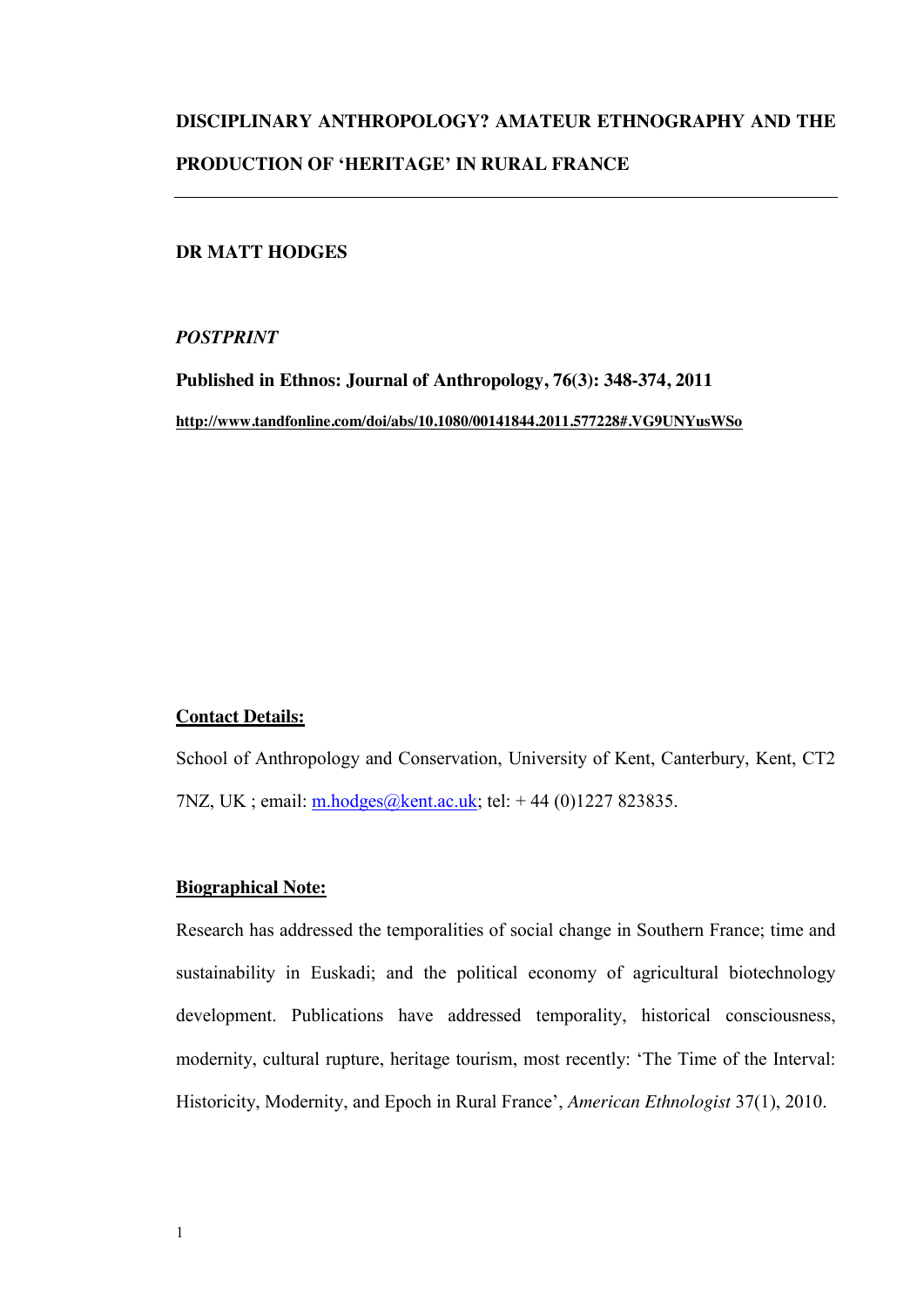# DISCIPLINARY ANTHROPOLOGY? AMATEUR ETHNOGRAPHY AND THE PRODUCTION OF 'HERITAGE' IN RURAL FRANCE

---

**DR MATT HODGES**

***POSTPRINT***

**Published in Ethnos: Journal of Anthropology, 76(3): 348-374, 2011**

**http://www.tandfonline.com/doi/abs/10.1080/00141844.2011.577228#.VG9UNYusWSo**

**Contact Details:**

School of Anthropology and Conservation, University of Kent, Canterbury, Kent, CT2 7NZ, UK ; email: m.hodges@kent.ac.uk; tel: + 44 (0)1227 823835.

**Biographical Note:**

Research has addressed the temporalities of social change in Southern France; time and sustainability in Euskadi; and the political economy of agricultural biotechnology development. Publications have addressed temporality, historical consciousness, modernity, cultural rupture, heritage tourism, most recently: 'The Time of the Interval: Historicity, Modernity, and Epoch in Rural France', *American Ethnologist* 37(1), 2010.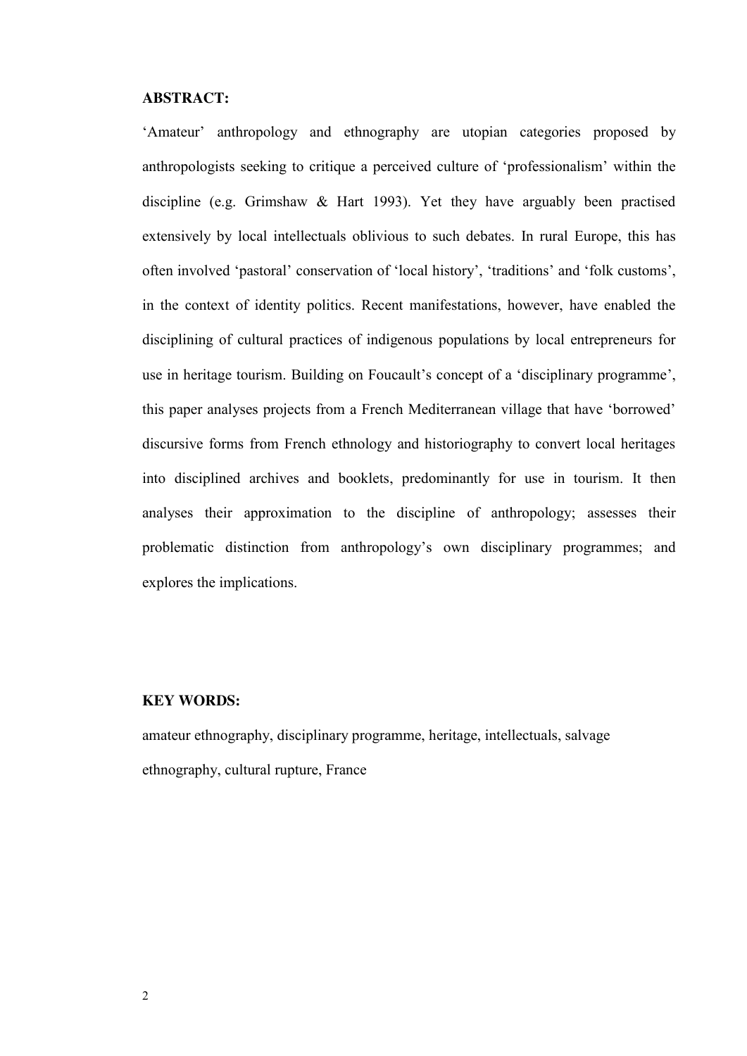**ABSTRACT:**

'Amateur' anthropology and ethnography are utopian categories proposed by anthropologists seeking to critique a perceived culture of 'professionalism' within the discipline (e.g. Grimshaw & Hart 1993). Yet they have arguably been practised extensively by local intellectuals oblivious to such debates. In rural Europe, this has often involved 'pastoral' conservation of 'local history', 'traditions' and 'folk customs', in the context of identity politics. Recent manifestations, however, have enabled the disciplining of cultural practices of indigenous populations by local entrepreneurs for use in heritage tourism. Building on Foucault's concept of a 'disciplinary programme', this paper analyses projects from a French Mediterranean village that have 'borrowed' discursive forms from French ethnology and historiography to convert local heritages into disciplined archives and booklets, predominantly for use in tourism. It then analyses their approximation to the discipline of anthropology; assesses their problematic distinction from anthropology's own disciplinary programmes; and explores the implications.

**KEY WORDS:**

amateur ethnography, disciplinary programme, heritage, intellectuals, salvage ethnography, cultural rupture, France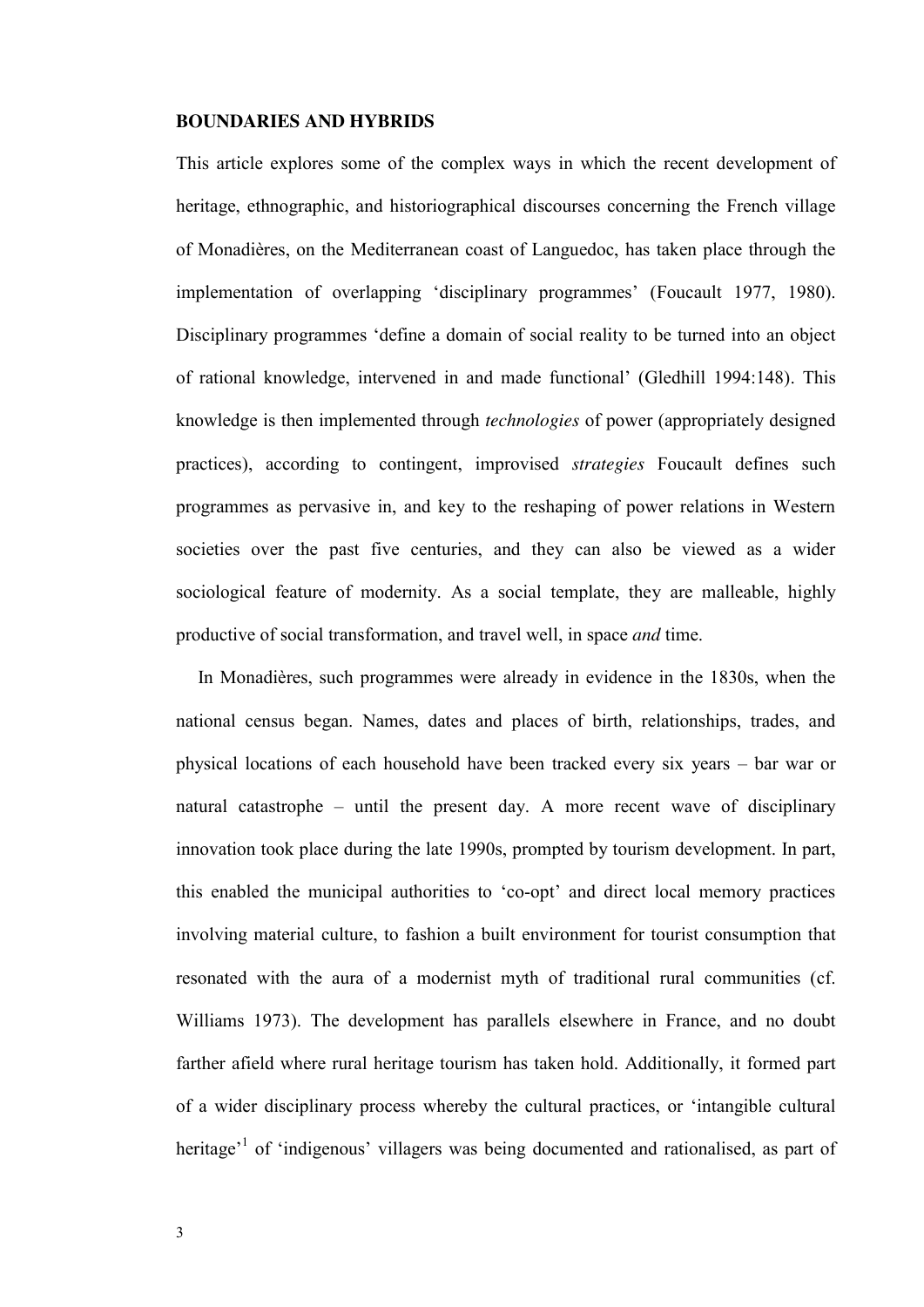## BOUNDARIES AND HYBRIDS

This article explores some of the complex ways in which the recent development of heritage, ethnographic, and historiographical discourses concerning the French village of Monadières, on the Mediterranean coast of Languedoc, has taken place through the implementation of overlapping 'disciplinary programmes' (Foucault 1977, 1980). Disciplinary programmes 'define a domain of social reality to be turned into an object of rational knowledge, intervened in and made functional' (Gledhill 1994:148). This knowledge is then implemented through *technologies* of power (appropriately designed practices), according to contingent, improvised *strategies* Foucault defines such programmes as pervasive in, and key to the reshaping of power relations in Western societies over the past five centuries, and they can also be viewed as a wider sociological feature of modernity. As a social template, they are malleable, highly productive of social transformation, and travel well, in space *and* time.

In Monadières, such programmes were already in evidence in the 1830s, when the national census began. Names, dates and places of birth, relationships, trades, and physical locations of each household have been tracked every six years – bar war or natural catastrophe – until the present day. A more recent wave of disciplinary innovation took place during the late 1990s, prompted by tourism development. In part, this enabled the municipal authorities to 'co-opt' and direct local memory practices involving material culture, to fashion a built environment for tourist consumption that resonated with the aura of a modernist myth of traditional rural communities (cf. Williams 1973). The development has parallels elsewhere in France, and no doubt farther afield where rural heritage tourism has taken hold. Additionally, it formed part of a wider disciplinary process whereby the cultural practices, or 'intangible cultural heritage'[1] of 'indigenous' villagers was being documented and rationalised, as part of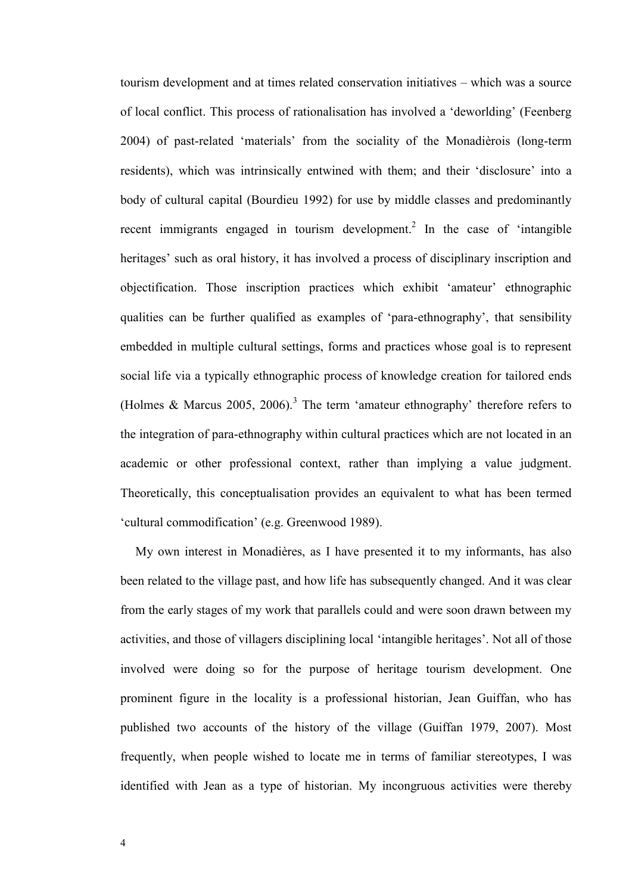tourism development and at times related conservation initiatives – which was a source of local conflict. This process of rationalisation has involved a 'deworlding' (Feenberg 2004) of past-related 'materials' from the sociality of the Monadièrois (long-term residents), which was intrinsically entwined with them; and their 'disclosure' into a body of cultural capital (Bourdieu 1992) for use by middle classes and predominantly recent immigrants engaged in tourism development.[2] In the case of 'intangible heritages' such as oral history, it has involved a process of disciplinary inscription and objectification. Those inscription practices which exhibit 'amateur' ethnographic qualities can be further qualified as examples of 'para-ethnography', that sensibility embedded in multiple cultural settings, forms and practices whose goal is to represent social life via a typically ethnographic process of knowledge creation for tailored ends (Holmes & Marcus 2005, 2006).[3] The term 'amateur ethnography' therefore refers to the integration of para-ethnography within cultural practices which are not located in an academic or other professional context, rather than implying a value judgment. Theoretically, this conceptualisation provides an equivalent to what has been termed 'cultural commodification' (e.g. Greenwood 1989).

My own interest in Monadières, as I have presented it to my informants, has also been related to the village past, and how life has subsequently changed. And it was clear from the early stages of my work that parallels could and were soon drawn between my activities, and those of villagers disciplining local 'intangible heritages'. Not all of those involved were doing so for the purpose of heritage tourism development. One prominent figure in the locality is a professional historian, Jean Guiffan, who has published two accounts of the history of the village (Guiffan 1979, 2007). Most frequently, when people wished to locate me in terms of familiar stereotypes, I was identified with Jean as a type of historian. My incongruous activities were thereby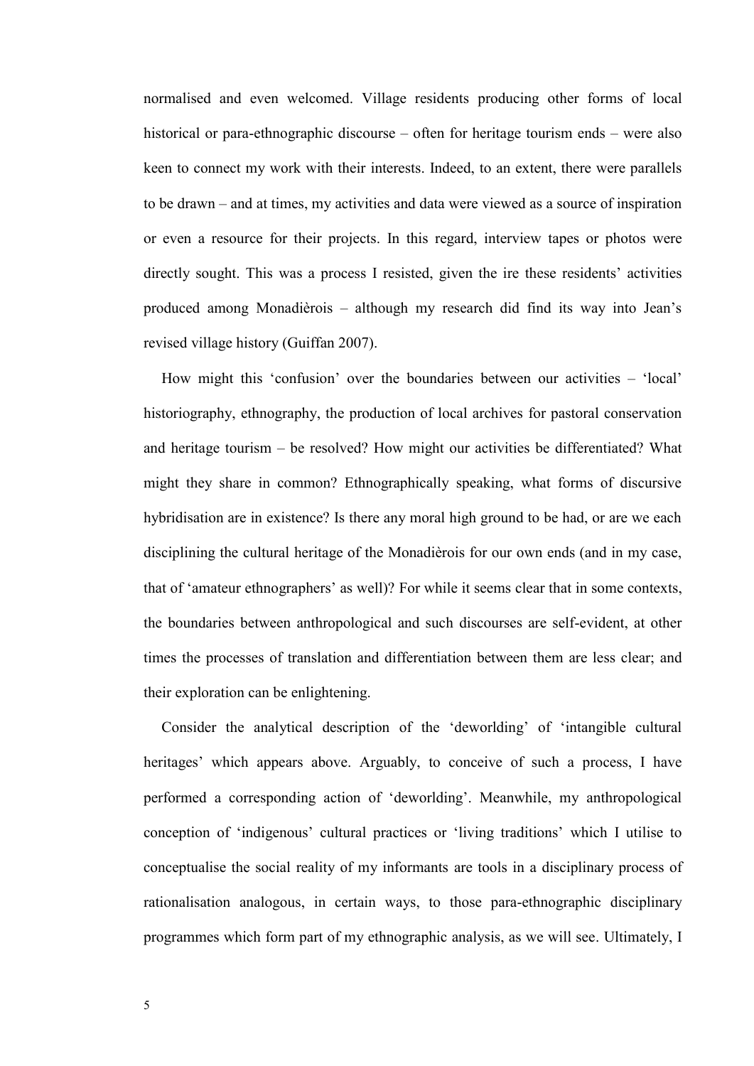normalised and even welcomed. Village residents producing other forms of local historical or para-ethnographic discourse – often for heritage tourism ends – were also keen to connect my work with their interests. Indeed, to an extent, there were parallels to be drawn – and at times, my activities and data were viewed as a source of inspiration or even a resource for their projects. In this regard, interview tapes or photos were directly sought. This was a process I resisted, given the ire these residents' activities produced among Monadièrois – although my research did find its way into Jean's revised village history (Guiffan 2007).

How might this 'confusion' over the boundaries between our activities – 'local' historiography, ethnography, the production of local archives for pastoral conservation and heritage tourism – be resolved? How might our activities be differentiated? What might they share in common? Ethnographically speaking, what forms of discursive hybridisation are in existence? Is there any moral high ground to be had, or are we each disciplining the cultural heritage of the Monadièrois for our own ends (and in my case, that of 'amateur ethnographers' as well)? For while it seems clear that in some contexts, the boundaries between anthropological and such discourses are self-evident, at other times the processes of translation and differentiation between them are less clear; and their exploration can be enlightening.

Consider the analytical description of the 'deworlding' of 'intangible cultural heritages' which appears above. Arguably, to conceive of such a process, I have performed a corresponding action of 'deworlding'. Meanwhile, my anthropological conception of 'indigenous' cultural practices or 'living traditions' which I utilise to conceptualise the social reality of my informants are tools in a disciplinary process of rationalisation analogous, in certain ways, to those para-ethnographic disciplinary programmes which form part of my ethnographic analysis, as we will see. Ultimately, I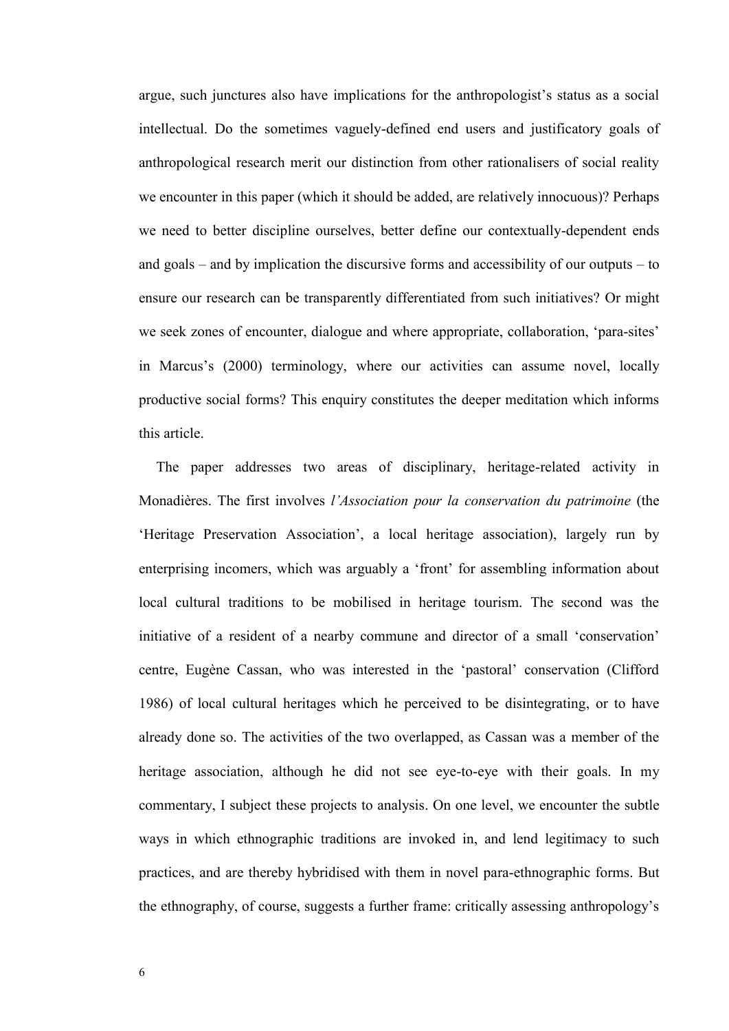argue, such junctures also have implications for the anthropologist's status as a social intellectual. Do the sometimes vaguely-defined end users and justificatory goals of anthropological research merit our distinction from other rationalisers of social reality we encounter in this paper (which it should be added, are relatively innocuous)? Perhaps we need to better discipline ourselves, better define our contextually-dependent ends and goals – and by implication the discursive forms and accessibility of our outputs – to ensure our research can be transparently differentiated from such initiatives? Or might we seek zones of encounter, dialogue and where appropriate, collaboration, 'para-sites' in Marcus's (2000) terminology, where our activities can assume novel, locally productive social forms? This enquiry constitutes the deeper meditation which informs this article.

The paper addresses two areas of disciplinary, heritage-related activity in Monadières. The first involves *l'Association pour la conservation du patrimoine* (the 'Heritage Preservation Association', a local heritage association), largely run by enterprising incomers, which was arguably a 'front' for assembling information about local cultural traditions to be mobilised in heritage tourism. The second was the initiative of a resident of a nearby commune and director of a small 'conservation' centre, Eugène Cassan, who was interested in the 'pastoral' conservation (Clifford 1986) of local cultural heritages which he perceived to be disintegrating, or to have already done so. The activities of the two overlapped, as Cassan was a member of the heritage association, although he did not see eye-to-eye with their goals. In my commentary, I subject these projects to analysis. On one level, we encounter the subtle ways in which ethnographic traditions are invoked in, and lend legitimacy to such practices, and are thereby hybridised with them in novel para-ethnographic forms. But the ethnography, of course, suggests a further frame: critically assessing anthropology's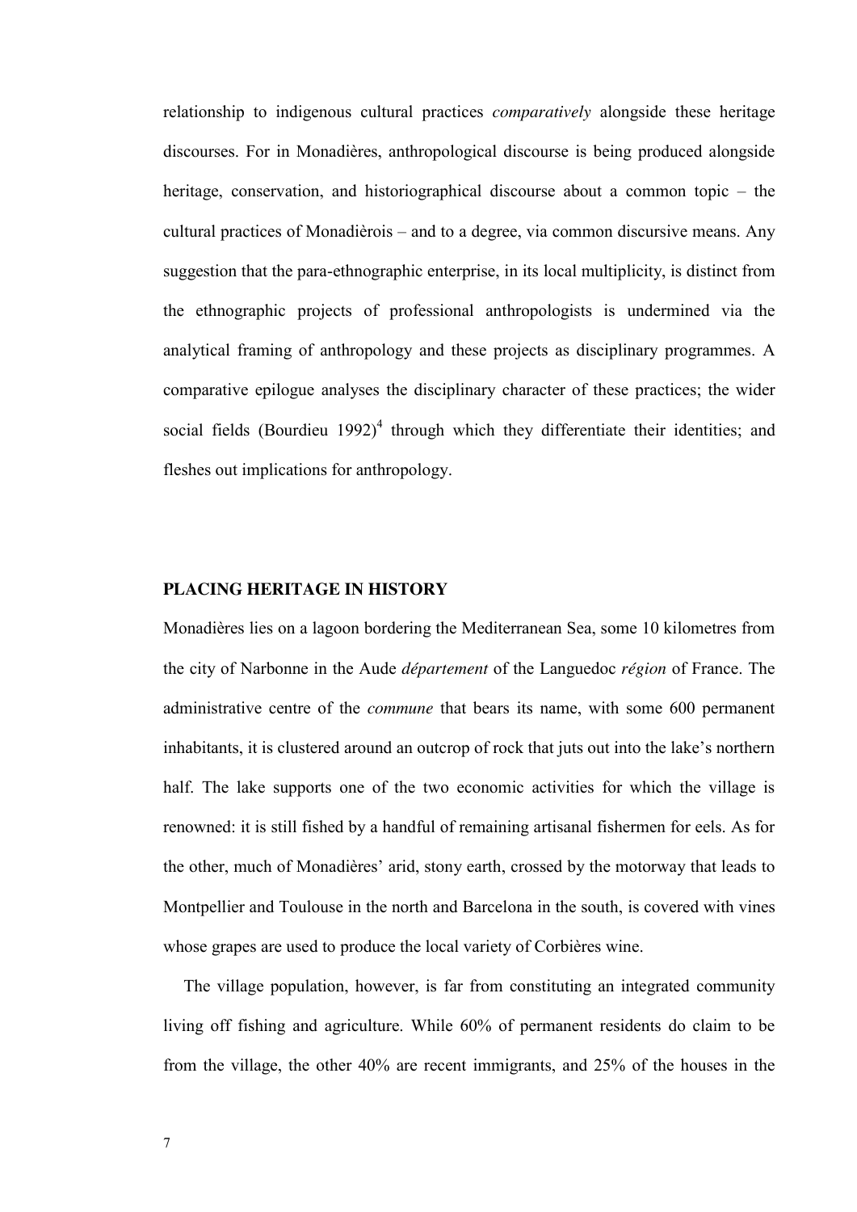relationship to indigenous cultural practices *comparatively* alongside these heritage discourses. For in Monadières, anthropological discourse is being produced alongside heritage, conservation, and historiographical discourse about a common topic – the cultural practices of Monadièrois – and to a degree, via common discursive means. Any suggestion that the para-ethnographic enterprise, in its local multiplicity, is distinct from the ethnographic projects of professional anthropologists is undermined via the analytical framing of anthropology and these projects as disciplinary programmes. A comparative epilogue analyses the disciplinary character of these practices; the wider social fields (Bourdieu 1992)[4] through which they differentiate their identities; and fleshes out implications for anthropology.

## PLACING HERITAGE IN HISTORY

Monadières lies on a lagoon bordering the Mediterranean Sea, some 10 kilometres from the city of Narbonne in the Aude *département* of the Languedoc *région* of France. The administrative centre of the *commune* that bears its name, with some 600 permanent inhabitants, it is clustered around an outcrop of rock that juts out into the lake's northern half. The lake supports one of the two economic activities for which the village is renowned: it is still fished by a handful of remaining artisanal fishermen for eels. As for the other, much of Monadières' arid, stony earth, crossed by the motorway that leads to Montpellier and Toulouse in the north and Barcelona in the south, is covered with vines whose grapes are used to produce the local variety of Corbières wine.

The village population, however, is far from constituting an integrated community living off fishing and agriculture. While 60% of permanent residents do claim to be from the village, the other 40% are recent immigrants, and 25% of the houses in the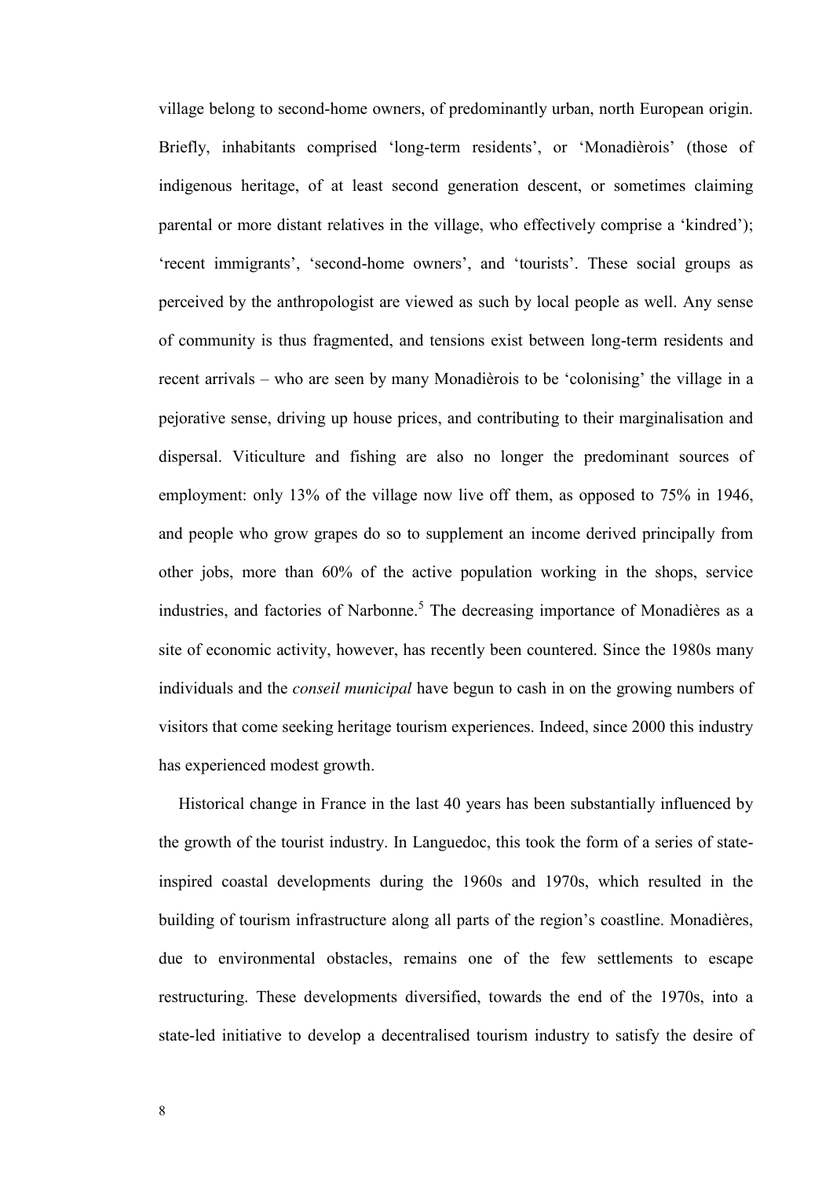village belong to second-home owners, of predominantly urban, north European origin. Briefly, inhabitants comprised 'long-term residents', or 'Monadièrois' (those of indigenous heritage, of at least second generation descent, or sometimes claiming parental or more distant relatives in the village, who effectively comprise a 'kindred'); 'recent immigrants', 'second-home owners', and 'tourists'. These social groups as perceived by the anthropologist are viewed as such by local people as well. Any sense of community is thus fragmented, and tensions exist between long-term residents and recent arrivals – who are seen by many Monadièrois to be 'colonising' the village in a pejorative sense, driving up house prices, and contributing to their marginalisation and dispersal. Viticulture and fishing are also no longer the predominant sources of employment: only 13% of the village now live off them, as opposed to 75% in 1946, and people who grow grapes do so to supplement an income derived principally from other jobs, more than 60% of the active population working in the shops, service industries, and factories of Narbonne.[5] The decreasing importance of Monadières as a site of economic activity, however, has recently been countered. Since the 1980s many individuals and the *conseil municipal* have begun to cash in on the growing numbers of visitors that come seeking heritage tourism experiences. Indeed, since 2000 this industry has experienced modest growth.

Historical change in France in the last 40 years has been substantially influenced by the growth of the tourist industry. In Languedoc, this took the form of a series of state-inspired coastal developments during the 1960s and 1970s, which resulted in the building of tourism infrastructure along all parts of the region's coastline. Monadières, due to environmental obstacles, remains one of the few settlements to escape restructuring. These developments diversified, towards the end of the 1970s, into a state-led initiative to develop a decentralised tourism industry to satisfy the desire of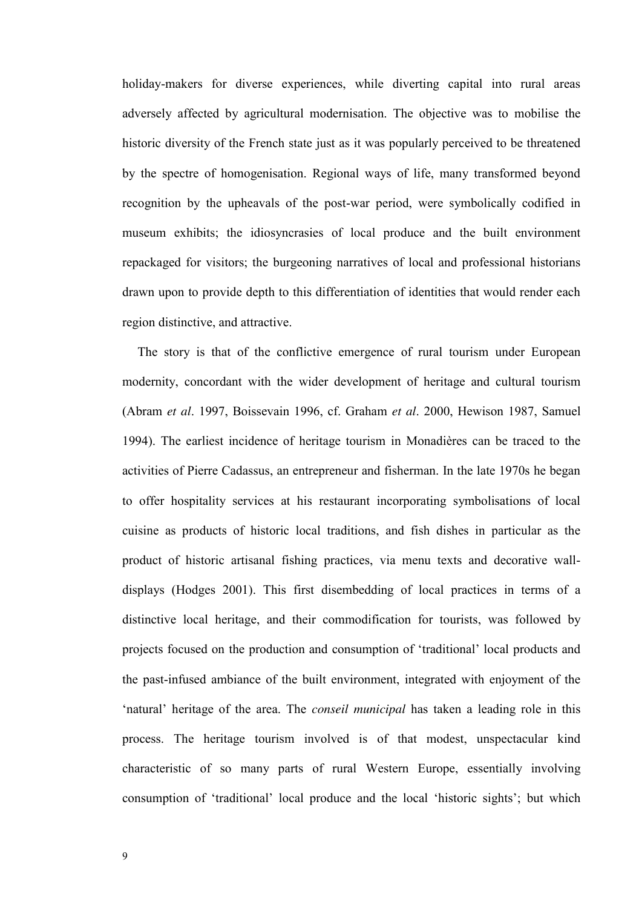holiday-makers for diverse experiences, while diverting capital into rural areas adversely affected by agricultural modernisation. The objective was to mobilise the historic diversity of the French state just as it was popularly perceived to be threatened by the spectre of homogenisation. Regional ways of life, many transformed beyond recognition by the upheavals of the post-war period, were symbolically codified in museum exhibits; the idiosyncrasies of local produce and the built environment repackaged for visitors; the burgeoning narratives of local and professional historians drawn upon to provide depth to this differentiation of identities that would render each region distinctive, and attractive.

The story is that of the conflictive emergence of rural tourism under European modernity, concordant with the wider development of heritage and cultural tourism (Abram *et al*. 1997, Boissevain 1996, cf. Graham *et al*. 2000, Hewison 1987, Samuel 1994). The earliest incidence of heritage tourism in Monadières can be traced to the activities of Pierre Cadassus, an entrepreneur and fisherman. In the late 1970s he began to offer hospitality services at his restaurant incorporating symbolisations of local cuisine as products of historic local traditions, and fish dishes in particular as the product of historic artisanal fishing practices, via menu texts and decorative wall-displays (Hodges 2001). This first disembedding of local practices in terms of a distinctive local heritage, and their commodification for tourists, was followed by projects focused on the production and consumption of 'traditional' local products and the past-infused ambiance of the built environment, integrated with enjoyment of the 'natural' heritage of the area. The *conseil municipal* has taken a leading role in this process. The heritage tourism involved is of that modest, unspectacular kind characteristic of so many parts of rural Western Europe, essentially involving consumption of 'traditional' local produce and the local 'historic sights'; but which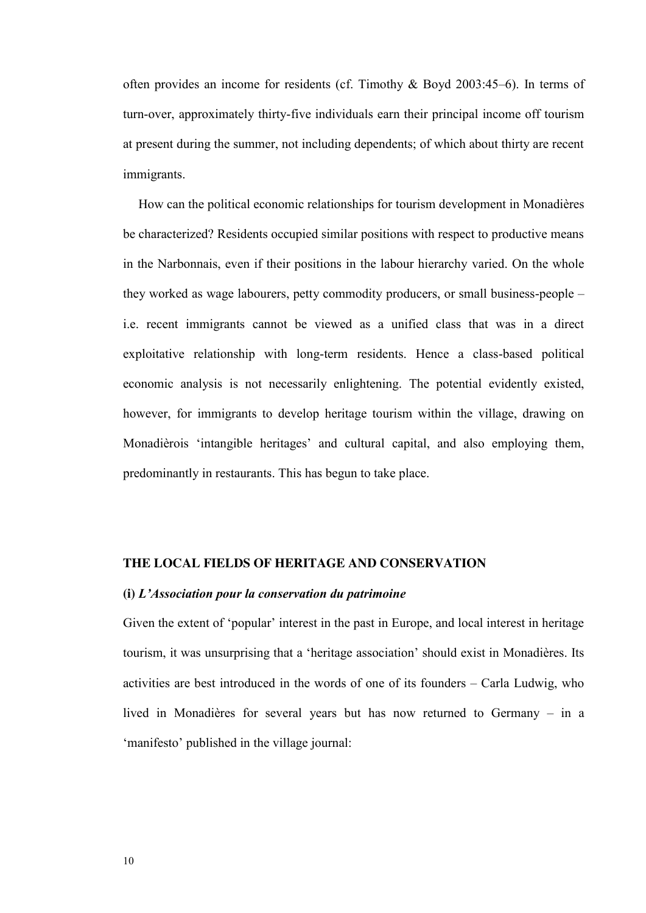often provides an income for residents (cf. Timothy & Boyd 2003:45–6). In terms of turn-over, approximately thirty-five individuals earn their principal income off tourism at present during the summer, not including dependents; of which about thirty are recent immigrants.

How can the political economic relationships for tourism development in Monadières be characterized? Residents occupied similar positions with respect to productive means in the Narbonnais, even if their positions in the labour hierarchy varied. On the whole they worked as wage labourers, petty commodity producers, or small business-people – i.e. recent immigrants cannot be viewed as a unified class that was in a direct exploitative relationship with long-term residents. Hence a class-based political economic analysis is not necessarily enlightening. The potential evidently existed, however, for immigrants to develop heritage tourism within the village, drawing on Monadièrois 'intangible heritages' and cultural capital, and also employing them, predominantly in restaurants. This has begun to take place.

## THE LOCAL FIELDS OF HERITAGE AND CONSERVATION

### (i) *L'Association pour la conservation du patrimoine*

Given the extent of 'popular' interest in the past in Europe, and local interest in heritage tourism, it was unsurprising that a 'heritage association' should exist in Monadières. Its activities are best introduced in the words of one of its founders – Carla Ludwig, who lived in Monadières for several years but has now returned to Germany – in a 'manifesto' published in the village journal: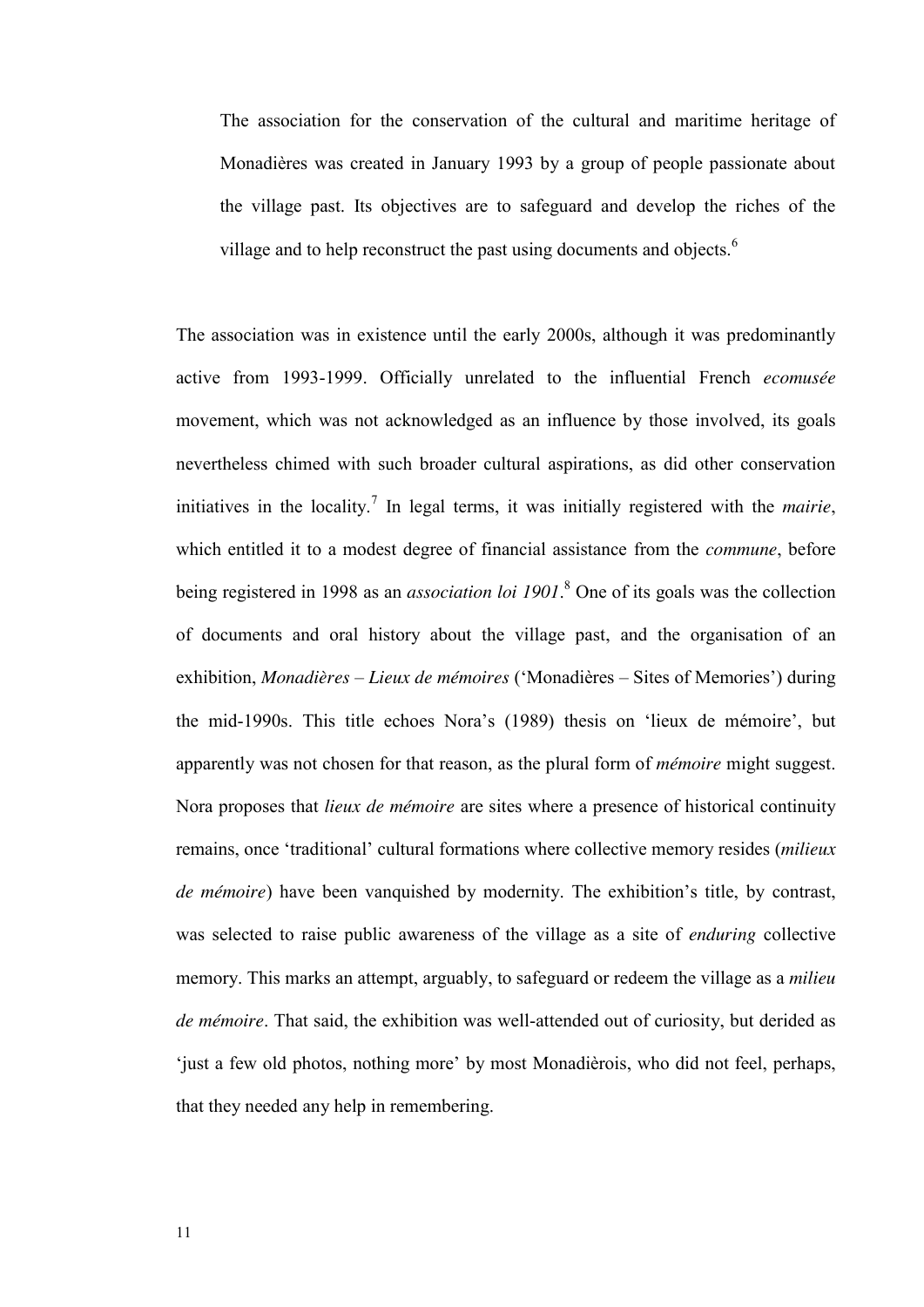> The association for the conservation of the cultural and maritime heritage of Monadières was created in January 1993 by a group of people passionate about the village past. Its objectives are to safeguard and develop the riches of the village and to help reconstruct the past using documents and objects.[6]

The association was in existence until the early 2000s, although it was predominantly active from 1993-1999. Officially unrelated to the influential French *ecomusée* movement, which was not acknowledged as an influence by those involved, its goals nevertheless chimed with such broader cultural aspirations, as did other conservation initiatives in the locality.[7] In legal terms, it was initially registered with the *mairie*, which entitled it to a modest degree of financial assistance from the *commune*, before being registered in 1998 as an *association loi 1901*.[8] One of its goals was the collection of documents and oral history about the village past, and the organisation of an exhibition, *Monadières – Lieux de mémoires* ('Monadières – Sites of Memories') during the mid-1990s. This title echoes Nora's (1989) thesis on 'lieux de mémoire', but apparently was not chosen for that reason, as the plural form of *mémoire* might suggest. Nora proposes that *lieux de mémoire* are sites where a presence of historical continuity remains, once 'traditional' cultural formations where collective memory resides (*milieux de mémoire*) have been vanquished by modernity. The exhibition's title, by contrast, was selected to raise public awareness of the village as a site of *enduring* collective memory. This marks an attempt, arguably, to safeguard or redeem the village as a *milieu de mémoire*. That said, the exhibition was well-attended out of curiosity, but derided as 'just a few old photos, nothing more' by most Monadièrois, who did not feel, perhaps, that they needed any help in remembering.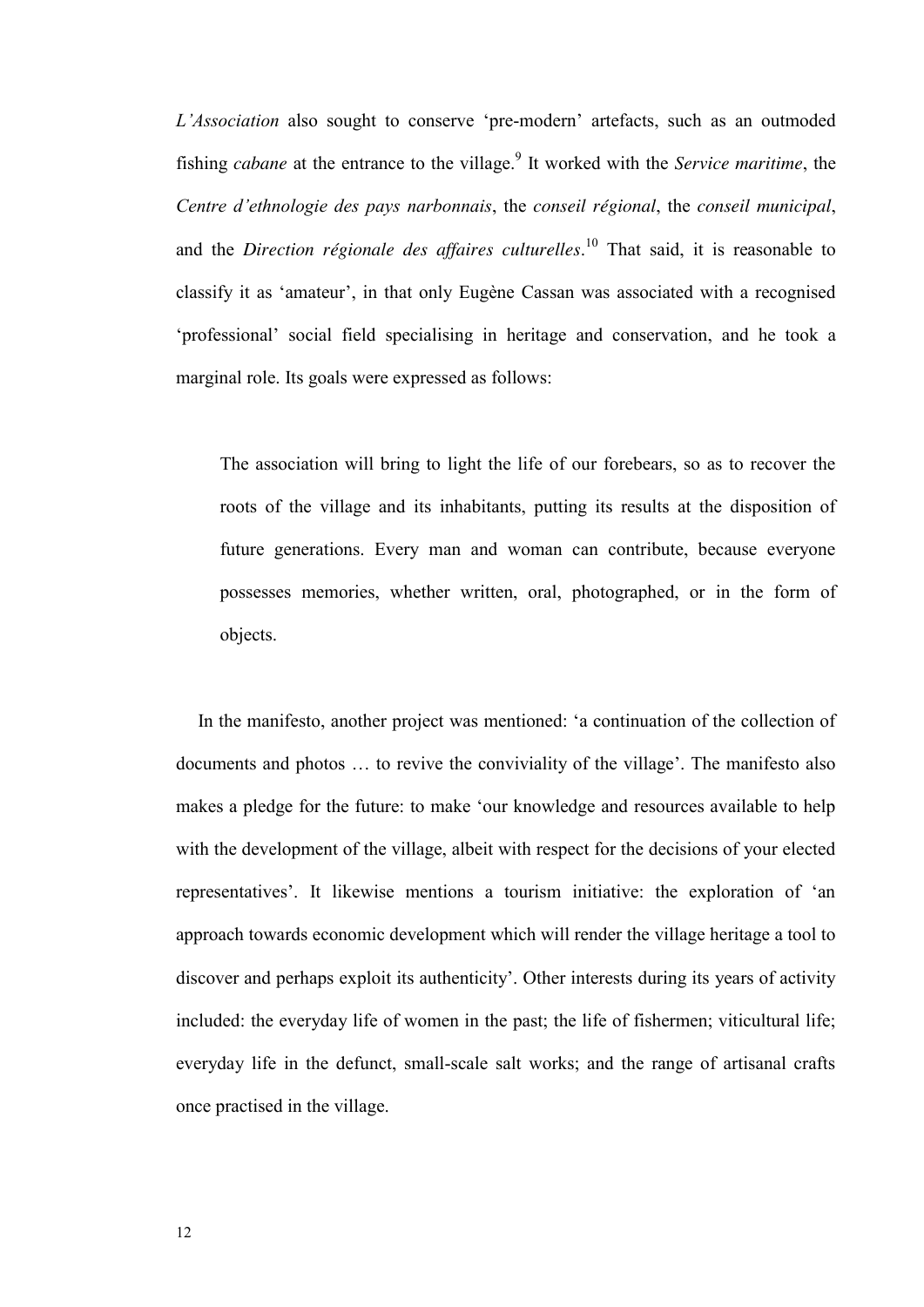*L'Association* also sought to conserve 'pre-modern' artefacts, such as an outmoded fishing *cabane* at the entrance to the village.[9] It worked with the *Service maritime*, the *Centre d'ethnologie des pays narbonnais*, the *conseil régional*, the *conseil municipal*, and the *Direction régionale des affaires culturelles*.[10] That said, it is reasonable to classify it as 'amateur', in that only Eugène Cassan was associated with a recognised 'professional' social field specialising in heritage and conservation, and he took a marginal role. Its goals were expressed as follows:

> The association will bring to light the life of our forebears, so as to recover the roots of the village and its inhabitants, putting its results at the disposition of future generations. Every man and woman can contribute, because everyone possesses memories, whether written, oral, photographed, or in the form of objects.

In the manifesto, another project was mentioned: 'a continuation of the collection of documents and photos … to revive the conviviality of the village'. The manifesto also makes a pledge for the future: to make 'our knowledge and resources available to help with the development of the village, albeit with respect for the decisions of your elected representatives'. It likewise mentions a tourism initiative: the exploration of 'an approach towards economic development which will render the village heritage a tool to discover and perhaps exploit its authenticity'. Other interests during its years of activity included: the everyday life of women in the past; the life of fishermen; viticultural life; everyday life in the defunct, small-scale salt works; and the range of artisanal crafts once practised in the village.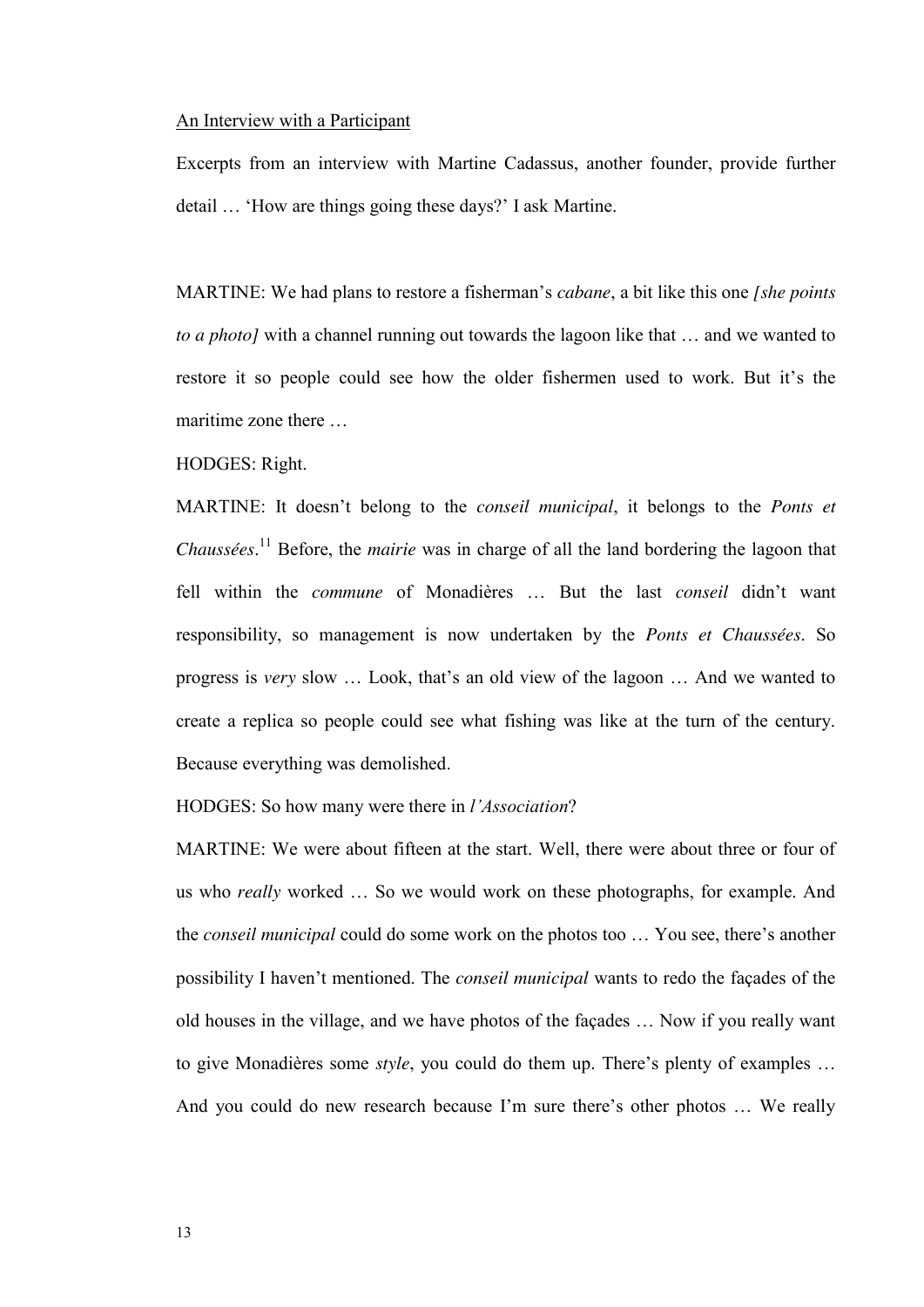An Interview with a Participant

Excerpts from an interview with Martine Cadassus, another founder, provide further detail … 'How are things going these days?' I ask Martine.

MARTINE: We had plans to restore a fisherman's *cabane*, a bit like this one *[she points to a photo]* with a channel running out towards the lagoon like that … and we wanted to restore it so people could see how the older fishermen used to work. But it's the maritime zone there …

HODGES: Right.

MARTINE: It doesn't belong to the *conseil municipal*, it belongs to the *Ponts et Chaussées*.[11] Before, the *mairie* was in charge of all the land bordering the lagoon that fell within the *commune* of Monadières … But the last *conseil* didn't want responsibility, so management is now undertaken by the *Ponts et Chaussées*. So progress is *very* slow … Look, that's an old view of the lagoon … And we wanted to create a replica so people could see what fishing was like at the turn of the century. Because everything was demolished.

HODGES: So how many were there in *l'Association*?

MARTINE: We were about fifteen at the start. Well, there were about three or four of us who *really* worked … So we would work on these photographs, for example. And the *conseil municipal* could do some work on the photos too … You see, there's another possibility I haven't mentioned. The *conseil municipal* wants to redo the façades of the old houses in the village, and we have photos of the façades … Now if you really want to give Monadières some *style*, you could do them up. There's plenty of examples … And you could do new research because I'm sure there's other photos … We really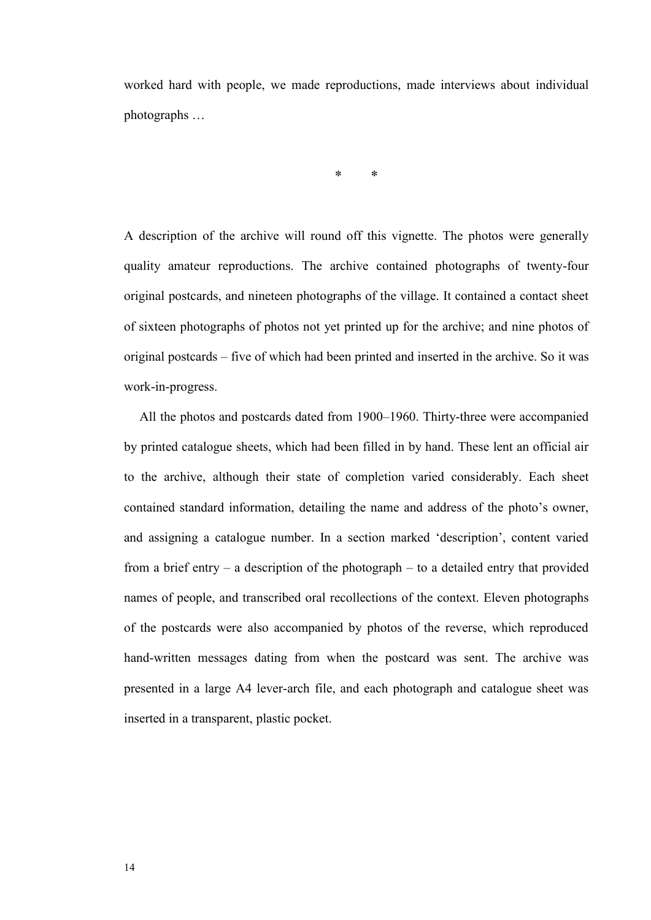worked hard with people, we made reproductions, made interviews about individual photographs …

\*          \*

A description of the archive will round off this vignette. The photos were generally quality amateur reproductions. The archive contained photographs of twenty-four original postcards, and nineteen photographs of the village. It contained a contact sheet of sixteen photographs of photos not yet printed up for the archive; and nine photos of original postcards – five of which had been printed and inserted in the archive. So it was work-in-progress.

All the photos and postcards dated from 1900–1960. Thirty-three were accompanied by printed catalogue sheets, which had been filled in by hand. These lent an official air to the archive, although their state of completion varied considerably. Each sheet contained standard information, detailing the name and address of the photo's owner, and assigning a catalogue number. In a section marked 'description', content varied from a brief entry – a description of the photograph – to a detailed entry that provided names of people, and transcribed oral recollections of the context. Eleven photographs of the postcards were also accompanied by photos of the reverse, which reproduced hand-written messages dating from when the postcard was sent. The archive was presented in a large A4 lever-arch file, and each photograph and catalogue sheet was inserted in a transparent, plastic pocket.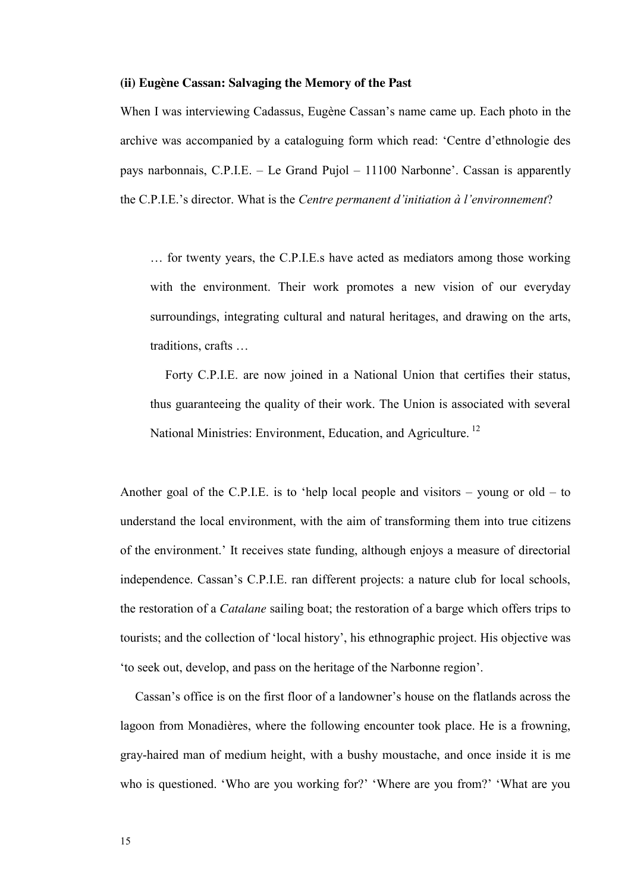**(ii) Eugène Cassan: Salvaging the Memory of the Past**

When I was interviewing Cadassus, Eugène Cassan's name came up. Each photo in the archive was accompanied by a cataloguing form which read: 'Centre d'ethnologie des pays narbonnais, C.P.I.E. – Le Grand Pujol – 11100 Narbonne'. Cassan is apparently the C.P.I.E.'s director. What is the *Centre permanent d'initiation à l'environnement*?

> … for twenty years, the C.P.I.E.s have acted as mediators among those working with the environment. Their work promotes a new vision of our everyday surroundings, integrating cultural and natural heritages, and drawing on the arts, traditions, crafts …
>
> Forty C.P.I.E. are now joined in a National Union that certifies their status, thus guaranteeing the quality of their work. The Union is associated with several National Ministries: Environment, Education, and Agriculture. [12]

Another goal of the C.P.I.E. is to 'help local people and visitors – young or old – to understand the local environment, with the aim of transforming them into true citizens of the environment.' It receives state funding, although enjoys a measure of directorial independence. Cassan's C.P.I.E. ran different projects: a nature club for local schools, the restoration of a *Catalane* sailing boat; the restoration of a barge which offers trips to tourists; and the collection of 'local history', his ethnographic project. His objective was 'to seek out, develop, and pass on the heritage of the Narbonne region'.

Cassan's office is on the first floor of a landowner's house on the flatlands across the lagoon from Monadières, where the following encounter took place. He is a frowning, gray-haired man of medium height, with a bushy moustache, and once inside it is me who is questioned. 'Who are you working for?' 'Where are you from?' 'What are you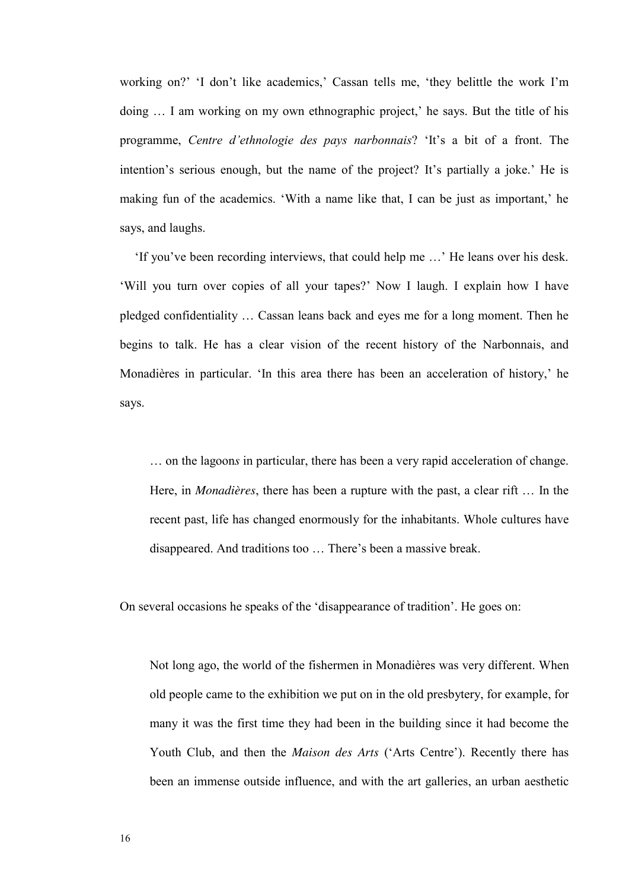working on?' 'I don't like academics,' Cassan tells me, 'they belittle the work I'm doing … I am working on my own ethnographic project,' he says. But the title of his programme, *Centre d'ethnologie des pays narbonnais*? 'It's a bit of a front. The intention's serious enough, but the name of the project? It's partially a joke.' He is making fun of the academics. 'With a name like that, I can be just as important,' he says, and laughs.

'If you've been recording interviews, that could help me …' He leans over his desk. 'Will you turn over copies of all your tapes?' Now I laugh. I explain how I have pledged confidentiality … Cassan leans back and eyes me for a long moment. Then he begins to talk. He has a clear vision of the recent history of the Narbonnais, and Monadières in particular. 'In this area there has been an acceleration of history,' he says.

> … on the lagoon*s* in particular, there has been a very rapid acceleration of change. Here, in *Monadières*, there has been a rupture with the past, a clear rift … In the recent past, life has changed enormously for the inhabitants. Whole cultures have disappeared. And traditions too … There's been a massive break.

On several occasions he speaks of the 'disappearance of tradition'. He goes on:

> Not long ago, the world of the fishermen in Monadières was very different. When old people came to the exhibition we put on in the old presbytery, for example, for many it was the first time they had been in the building since it had become the Youth Club, and then the *Maison des Arts* ('Arts Centre'). Recently there has been an immense outside influence, and with the art galleries, an urban aesthetic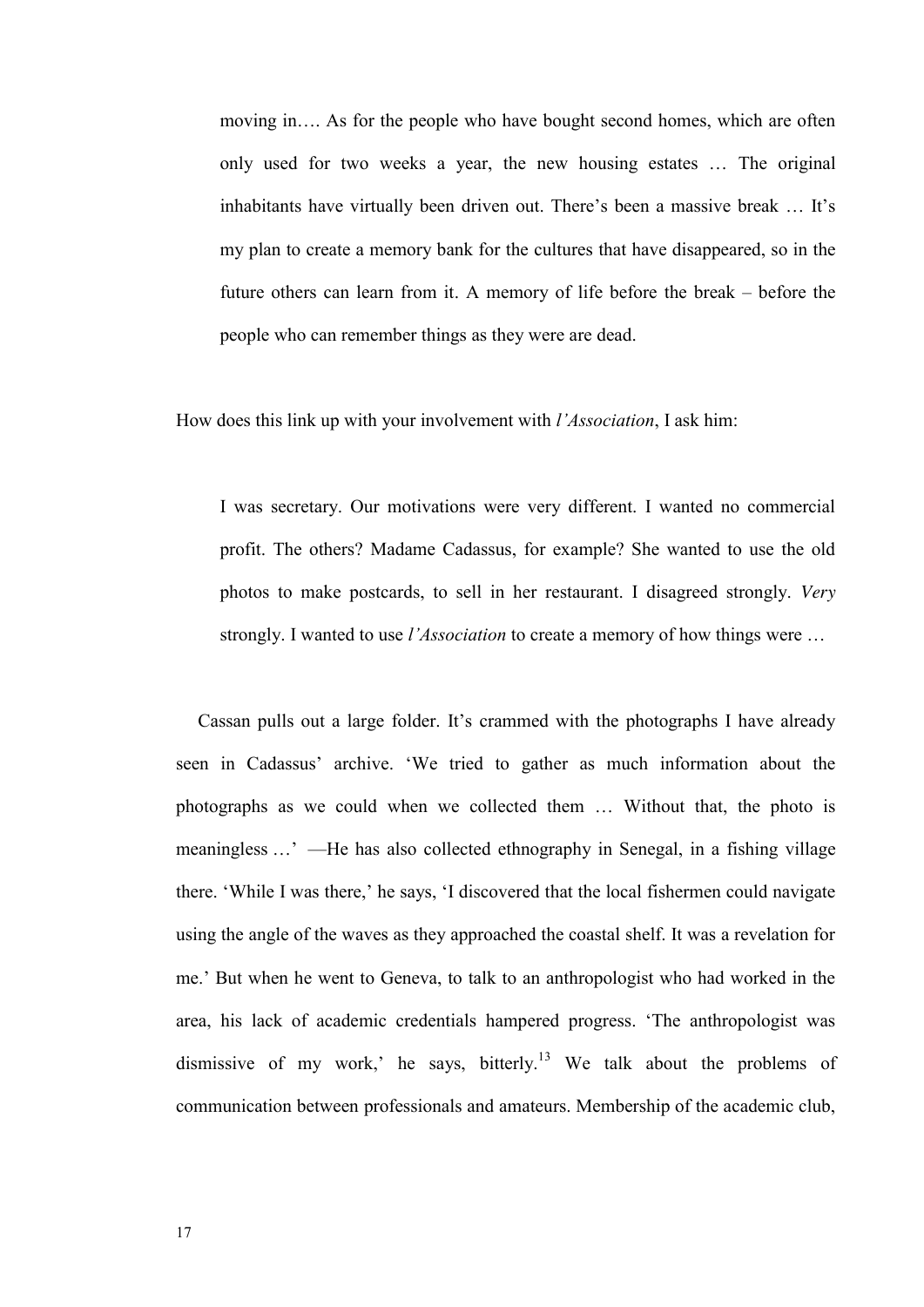> moving in…. As for the people who have bought second homes, which are often only used for two weeks a year, the new housing estates … The original inhabitants have virtually been driven out. There's been a massive break … It's my plan to create a memory bank for the cultures that have disappeared, so in the future others can learn from it. A memory of life before the break – before the people who can remember things as they were are dead.

How does this link up with your involvement with *l'Association*, I ask him:

> I was secretary. Our motivations were very different. I wanted no commercial profit. The others? Madame Cadassus, for example? She wanted to use the old photos to make postcards, to sell in her restaurant. I disagreed strongly. *Very* strongly. I wanted to use *l'Association* to create a memory of how things were …

Cassan pulls out a large folder. It's crammed with the photographs I have already seen in Cadassus' archive. 'We tried to gather as much information about the photographs as we could when we collected them … Without that, the photo is meaningless …' —He has also collected ethnography in Senegal, in a fishing village there. 'While I was there,' he says, 'I discovered that the local fishermen could navigate using the angle of the waves as they approached the coastal shelf. It was a revelation for me.' But when he went to Geneva, to talk to an anthropologist who had worked in the area, his lack of academic credentials hampered progress. 'The anthropologist was dismissive of my work,' he says, bitterly.[13] We talk about the problems of communication between professionals and amateurs. Membership of the academic club,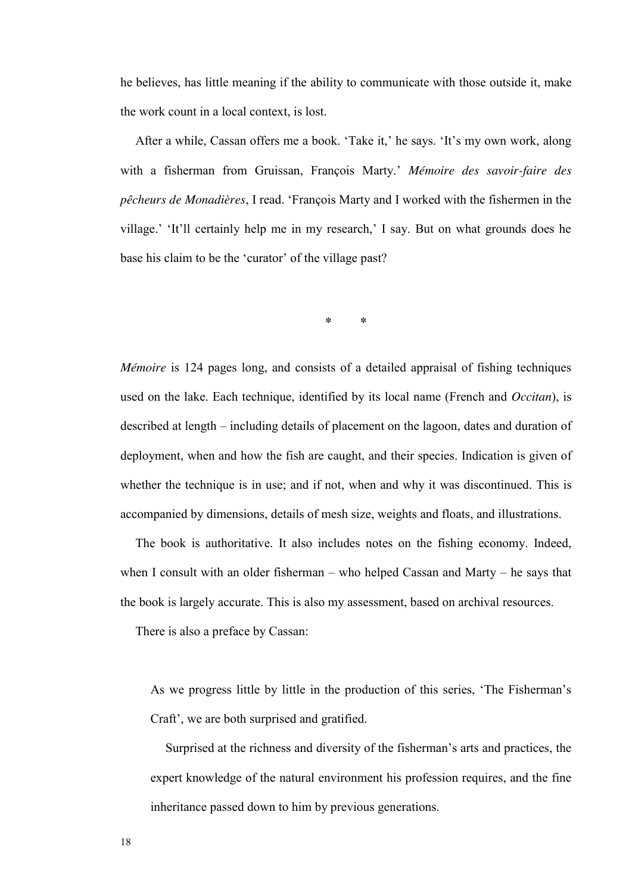he believes, has little meaning if the ability to communicate with those outside it, make the work count in a local context, is lost.

After a while, Cassan offers me a book. 'Take it,' he says. 'It's my own work, along with a fisherman from Gruissan, François Marty.' *Mémoire des savoir-faire des pêcheurs de Monadières*, I read. 'François Marty and I worked with the fishermen in the village.' 'It'll certainly help me in my research,' I say. But on what grounds does he base his claim to be the 'curator' of the village past?

\* \*

*Mémoire* is 124 pages long, and consists of a detailed appraisal of fishing techniques used on the lake. Each technique, identified by its local name (French and *Occitan*), is described at length – including details of placement on the lagoon, dates and duration of deployment, when and how the fish are caught, and their species. Indication is given of whether the technique is in use; and if not, when and why it was discontinued. This is accompanied by dimensions, details of mesh size, weights and floats, and illustrations.

The book is authoritative. It also includes notes on the fishing economy. Indeed, when I consult with an older fisherman – who helped Cassan and Marty – he says that the book is largely accurate. This is also my assessment, based on archival resources.

There is also a preface by Cassan:

> As we progress little by little in the production of this series, 'The Fisherman's Craft', we are both surprised and gratified.
>
> Surprised at the richness and diversity of the fisherman's arts and practices, the expert knowledge of the natural environment his profession requires, and the fine inheritance passed down to him by previous generations.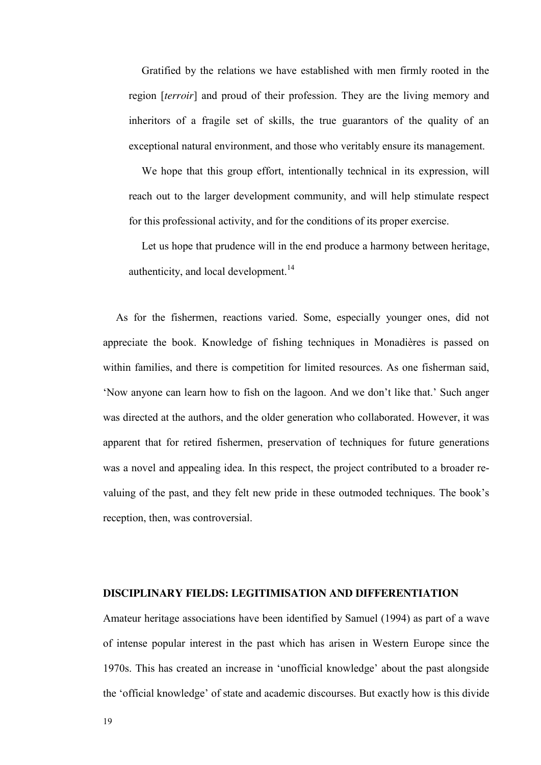> Gratified by the relations we have established with men firmly rooted in the region [*terroir*] and proud of their profession. They are the living memory and inheritors of a fragile set of skills, the true guarantors of the quality of an exceptional natural environment, and those who veritably ensure its management.
>
> We hope that this group effort, intentionally technical in its expression, will reach out to the larger development community, and will help stimulate respect for this professional activity, and for the conditions of its proper exercise.
>
> Let us hope that prudence will in the end produce a harmony between heritage, authenticity, and local development.[14]

As for the fishermen, reactions varied. Some, especially younger ones, did not appreciate the book. Knowledge of fishing techniques in Monadières is passed on within families, and there is competition for limited resources. As one fisherman said, 'Now anyone can learn how to fish on the lagoon. And we don't like that.' Such anger was directed at the authors, and the older generation who collaborated. However, it was apparent that for retired fishermen, preservation of techniques for future generations was a novel and appealing idea. In this respect, the project contributed to a broader re-valuing of the past, and they felt new pride in these outmoded techniques. The book's reception, then, was controversial.

## DISCIPLINARY FIELDS: LEGITIMISATION AND DIFFERENTIATION

Amateur heritage associations have been identified by Samuel (1994) as part of a wave of intense popular interest in the past which has arisen in Western Europe since the 1970s. This has created an increase in 'unofficial knowledge' about the past alongside the 'official knowledge' of state and academic discourses. But exactly how is this divide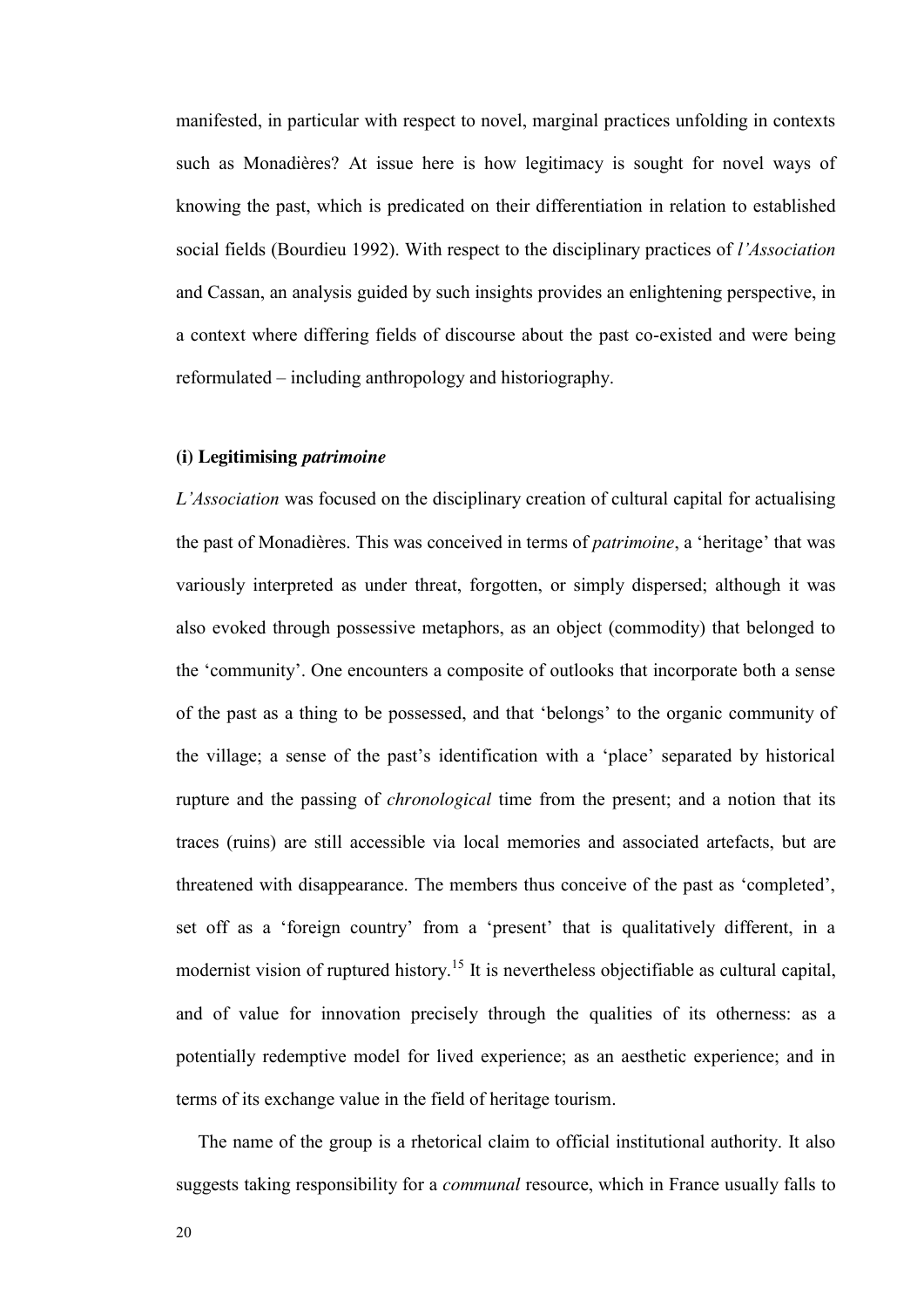manifested, in particular with respect to novel, marginal practices unfolding in contexts such as Monadières? At issue here is how legitimacy is sought for novel ways of knowing the past, which is predicated on their differentiation in relation to established social fields (Bourdieu 1992). With respect to the disciplinary practices of *l'Association* and Cassan, an analysis guided by such insights provides an enlightening perspective, in a context where differing fields of discourse about the past co-existed and were being reformulated – including anthropology and historiography.

### (i) Legitimising *patrimoine*

*L'Association* was focused on the disciplinary creation of cultural capital for actualising the past of Monadières. This was conceived in terms of *patrimoine*, a 'heritage' that was variously interpreted as under threat, forgotten, or simply dispersed; although it was also evoked through possessive metaphors, as an object (commodity) that belonged to the 'community'. One encounters a composite of outlooks that incorporate both a sense of the past as a thing to be possessed, and that 'belongs' to the organic community of the village; a sense of the past's identification with a 'place' separated by historical rupture and the passing of *chronological* time from the present; and a notion that its traces (ruins) are still accessible via local memories and associated artefacts, but are threatened with disappearance. The members thus conceive of the past as 'completed', set off as a 'foreign country' from a 'present' that is qualitatively different, in a modernist vision of ruptured history.[15] It is nevertheless objectifiable as cultural capital, and of value for innovation precisely through the qualities of its otherness: as a potentially redemptive model for lived experience; as an aesthetic experience; and in terms of its exchange value in the field of heritage tourism.

The name of the group is a rhetorical claim to official institutional authority. It also suggests taking responsibility for a *communal* resource, which in France usually falls to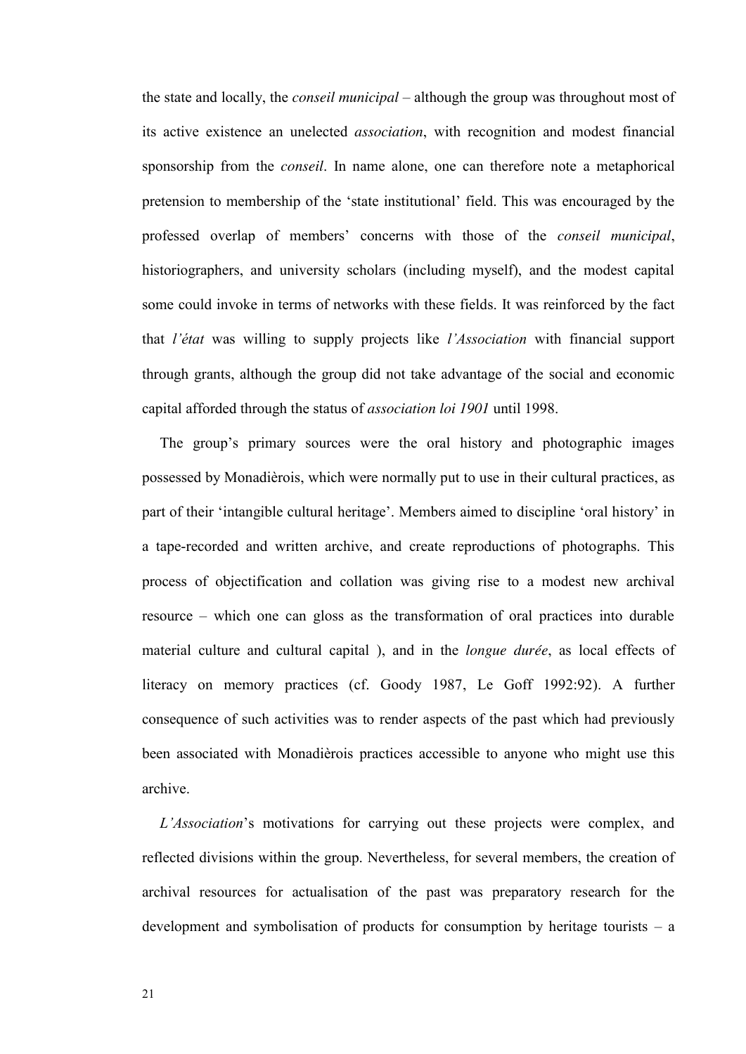the state and locally, the *conseil municipal* – although the group was throughout most of its active existence an unelected *association*, with recognition and modest financial sponsorship from the *conseil*. In name alone, one can therefore note a metaphorical pretension to membership of the 'state institutional' field. This was encouraged by the professed overlap of members' concerns with those of the *conseil municipal*, historiographers, and university scholars (including myself), and the modest capital some could invoke in terms of networks with these fields. It was reinforced by the fact that *l'état* was willing to supply projects like *l'Association* with financial support through grants, although the group did not take advantage of the social and economic capital afforded through the status of *association loi 1901* until 1998.

The group's primary sources were the oral history and photographic images possessed by Monadièrois, which were normally put to use in their cultural practices, as part of their 'intangible cultural heritage'. Members aimed to discipline 'oral history' in a tape-recorded and written archive, and create reproductions of photographs. This process of objectification and collation was giving rise to a modest new archival resource – which one can gloss as the transformation of oral practices into durable material culture and cultural capital ), and in the *longue durée*, as local effects of literacy on memory practices (cf. Goody 1987, Le Goff 1992:92). A further consequence of such activities was to render aspects of the past which had previously been associated with Monadièrois practices accessible to anyone who might use this archive.

*L'Association*'s motivations for carrying out these projects were complex, and reflected divisions within the group. Nevertheless, for several members, the creation of archival resources for actualisation of the past was preparatory research for the development and symbolisation of products for consumption by heritage tourists – a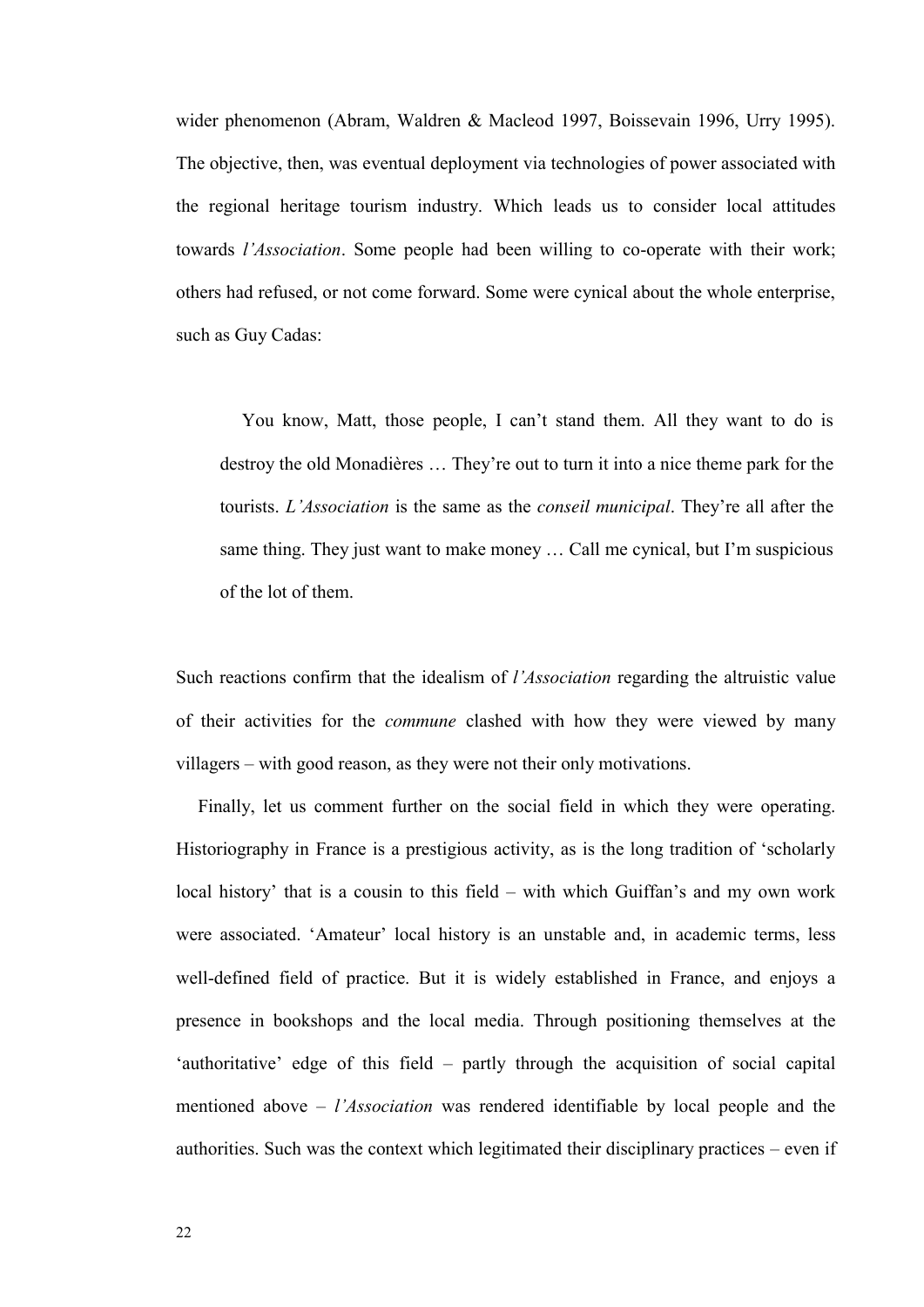wider phenomenon (Abram, Waldren & Macleod 1997, Boissevain 1996, Urry 1995). The objective, then, was eventual deployment via technologies of power associated with the regional heritage tourism industry. Which leads us to consider local attitudes towards *l'Association*. Some people had been willing to co-operate with their work; others had refused, or not come forward. Some were cynical about the whole enterprise, such as Guy Cadas:

> You know, Matt, those people, I can't stand them. All they want to do is destroy the old Monadières … They're out to turn it into a nice theme park for the tourists. *L'Association* is the same as the *conseil municipal*. They're all after the same thing. They just want to make money … Call me cynical, but I'm suspicious of the lot of them.

Such reactions confirm that the idealism of *l'Association* regarding the altruistic value of their activities for the *commune* clashed with how they were viewed by many villagers – with good reason, as they were not their only motivations.

Finally, let us comment further on the social field in which they were operating. Historiography in France is a prestigious activity, as is the long tradition of 'scholarly local history' that is a cousin to this field – with which Guiffan's and my own work were associated. 'Amateur' local history is an unstable and, in academic terms, less well-defined field of practice. But it is widely established in France, and enjoys a presence in bookshops and the local media. Through positioning themselves at the 'authoritative' edge of this field – partly through the acquisition of social capital mentioned above – *l'Association* was rendered identifiable by local people and the authorities. Such was the context which legitimated their disciplinary practices – even if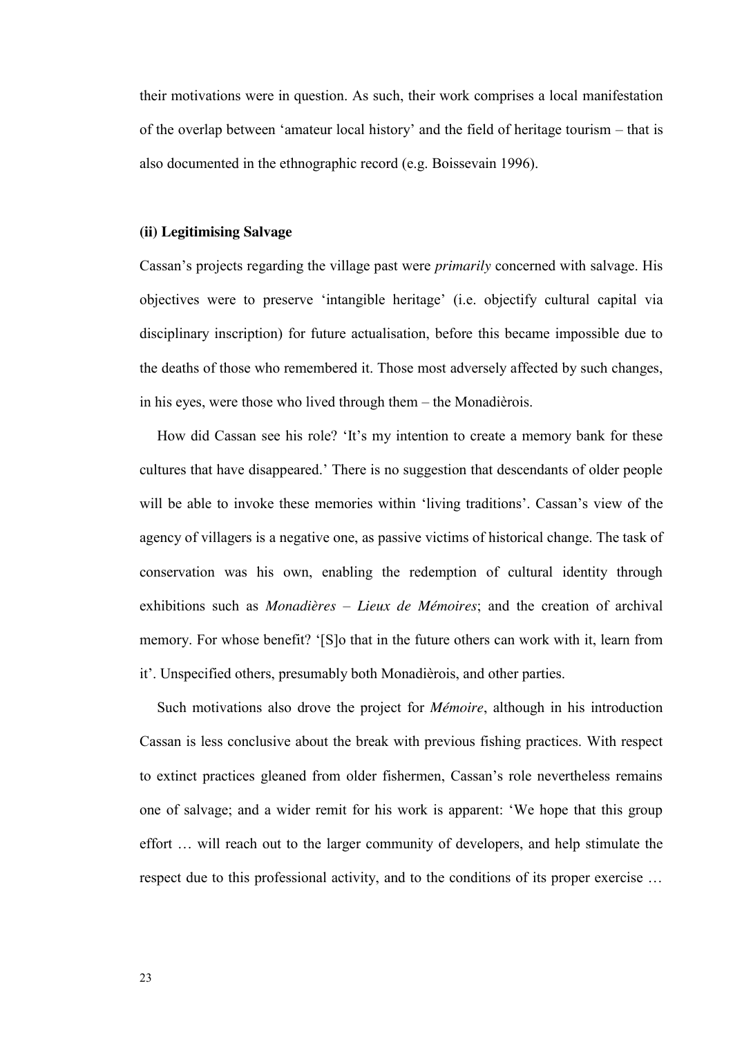their motivations were in question. As such, their work comprises a local manifestation of the overlap between 'amateur local history' and the field of heritage tourism – that is also documented in the ethnographic record (e.g. Boissevain 1996).

### (ii) Legitimising Salvage

Cassan's projects regarding the village past were *primarily* concerned with salvage. His objectives were to preserve 'intangible heritage' (i.e. objectify cultural capital via disciplinary inscription) for future actualisation, before this became impossible due to the deaths of those who remembered it. Those most adversely affected by such changes, in his eyes, were those who lived through them – the Monadièrois.

How did Cassan see his role? 'It's my intention to create a memory bank for these cultures that have disappeared.' There is no suggestion that descendants of older people will be able to invoke these memories within 'living traditions'. Cassan's view of the agency of villagers is a negative one, as passive victims of historical change. The task of conservation was his own, enabling the redemption of cultural identity through exhibitions such as *Monadières – Lieux de Mémoires*; and the creation of archival memory. For whose benefit? '[S]o that in the future others can work with it, learn from it'. Unspecified others, presumably both Monadièrois, and other parties.

Such motivations also drove the project for *Mémoire*, although in his introduction Cassan is less conclusive about the break with previous fishing practices. With respect to extinct practices gleaned from older fishermen, Cassan's role nevertheless remains one of salvage; and a wider remit for his work is apparent: 'We hope that this group effort … will reach out to the larger community of developers, and help stimulate the respect due to this professional activity, and to the conditions of its proper exercise …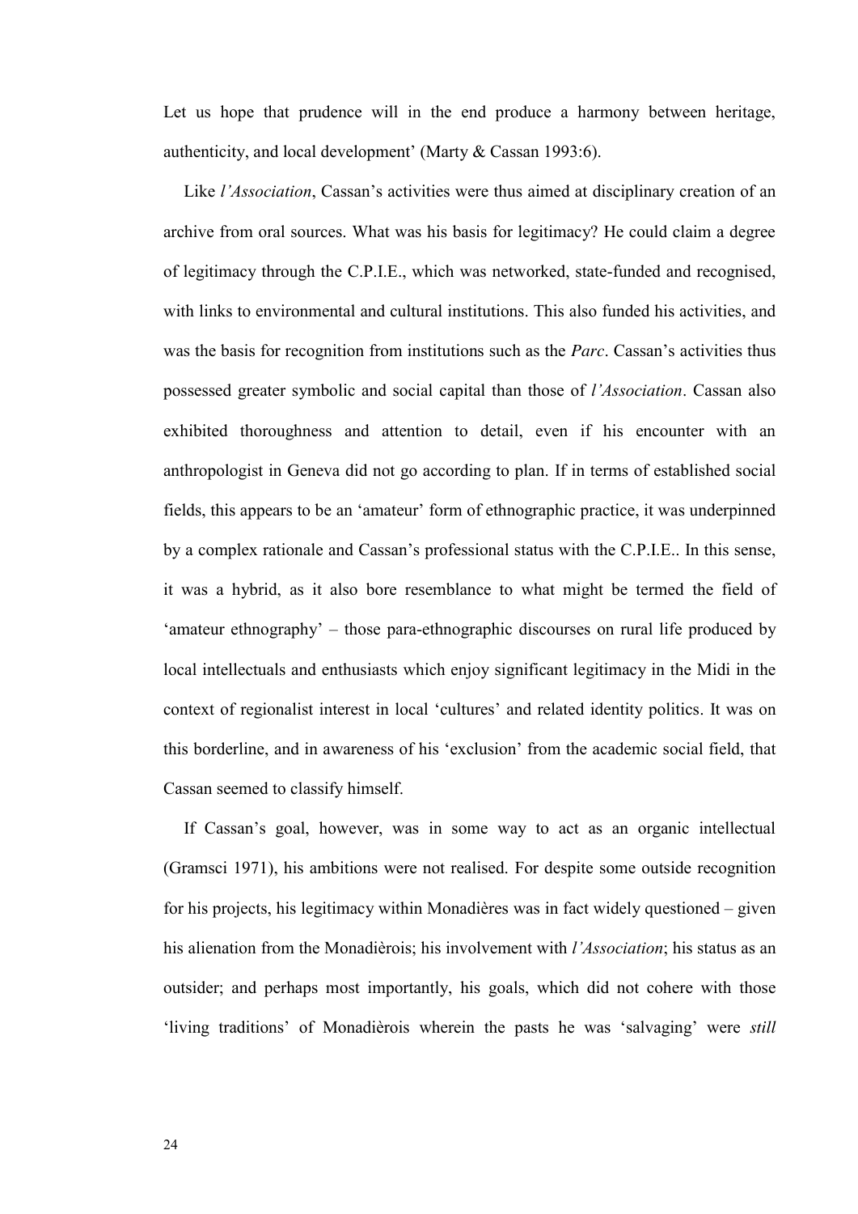Let us hope that prudence will in the end produce a harmony between heritage, authenticity, and local development' (Marty & Cassan 1993:6).

Like *l'Association*, Cassan's activities were thus aimed at disciplinary creation of an archive from oral sources. What was his basis for legitimacy? He could claim a degree of legitimacy through the C.P.I.E., which was networked, state-funded and recognised, with links to environmental and cultural institutions. This also funded his activities, and was the basis for recognition from institutions such as the *Parc*. Cassan's activities thus possessed greater symbolic and social capital than those of *l'Association*. Cassan also exhibited thoroughness and attention to detail, even if his encounter with an anthropologist in Geneva did not go according to plan. If in terms of established social fields, this appears to be an 'amateur' form of ethnographic practice, it was underpinned by a complex rationale and Cassan's professional status with the C.P.I.E.. In this sense, it was a hybrid, as it also bore resemblance to what might be termed the field of 'amateur ethnography' – those para-ethnographic discourses on rural life produced by local intellectuals and enthusiasts which enjoy significant legitimacy in the Midi in the context of regionalist interest in local 'cultures' and related identity politics. It was on this borderline, and in awareness of his 'exclusion' from the academic social field, that Cassan seemed to classify himself.

If Cassan's goal, however, was in some way to act as an organic intellectual (Gramsci 1971), his ambitions were not realised. For despite some outside recognition for his projects, his legitimacy within Monadières was in fact widely questioned – given his alienation from the Monadièrois; his involvement with *l'Association*; his status as an outsider; and perhaps most importantly, his goals, which did not cohere with those 'living traditions' of Monadièrois wherein the pasts he was 'salvaging' were *still*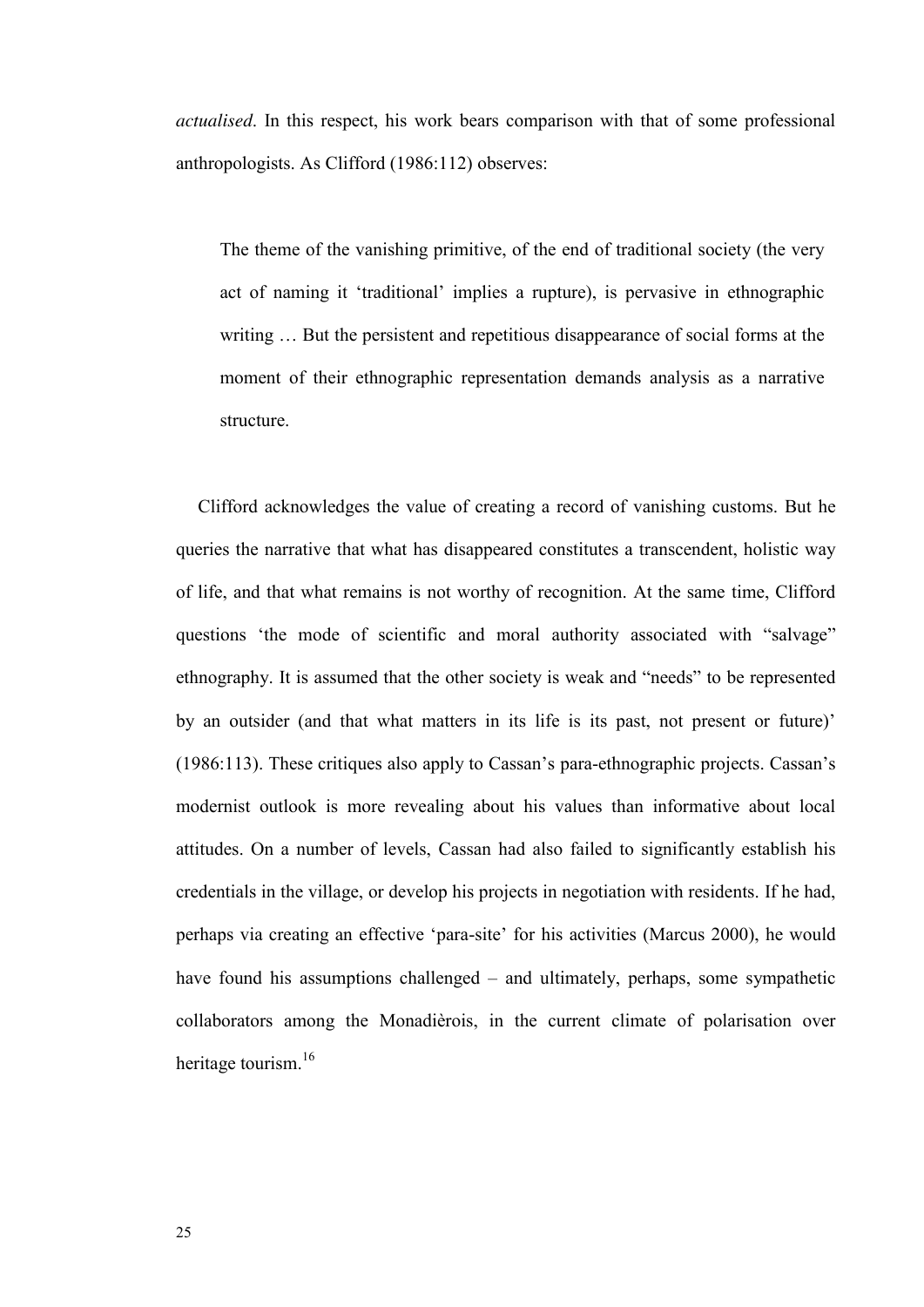*actualised*. In this respect, his work bears comparison with that of some professional anthropologists. As Clifford (1986:112) observes:

> The theme of the vanishing primitive, of the end of traditional society (the very act of naming it 'traditional' implies a rupture), is pervasive in ethnographic writing … But the persistent and repetitious disappearance of social forms at the moment of their ethnographic representation demands analysis as a narrative structure.

Clifford acknowledges the value of creating a record of vanishing customs. But he queries the narrative that what has disappeared constitutes a transcendent, holistic way of life, and that what remains is not worthy of recognition. At the same time, Clifford questions 'the mode of scientific and moral authority associated with "salvage" ethnography. It is assumed that the other society is weak and "needs" to be represented by an outsider (and that what matters in its life is its past, not present or future)' (1986:113). These critiques also apply to Cassan's para-ethnographic projects. Cassan's modernist outlook is more revealing about his values than informative about local attitudes. On a number of levels, Cassan had also failed to significantly establish his credentials in the village, or develop his projects in negotiation with residents. If he had, perhaps via creating an effective 'para-site' for his activities (Marcus 2000), he would have found his assumptions challenged – and ultimately, perhaps, some sympathetic collaborators among the Monadièrois, in the current climate of polarisation over heritage tourism.[16]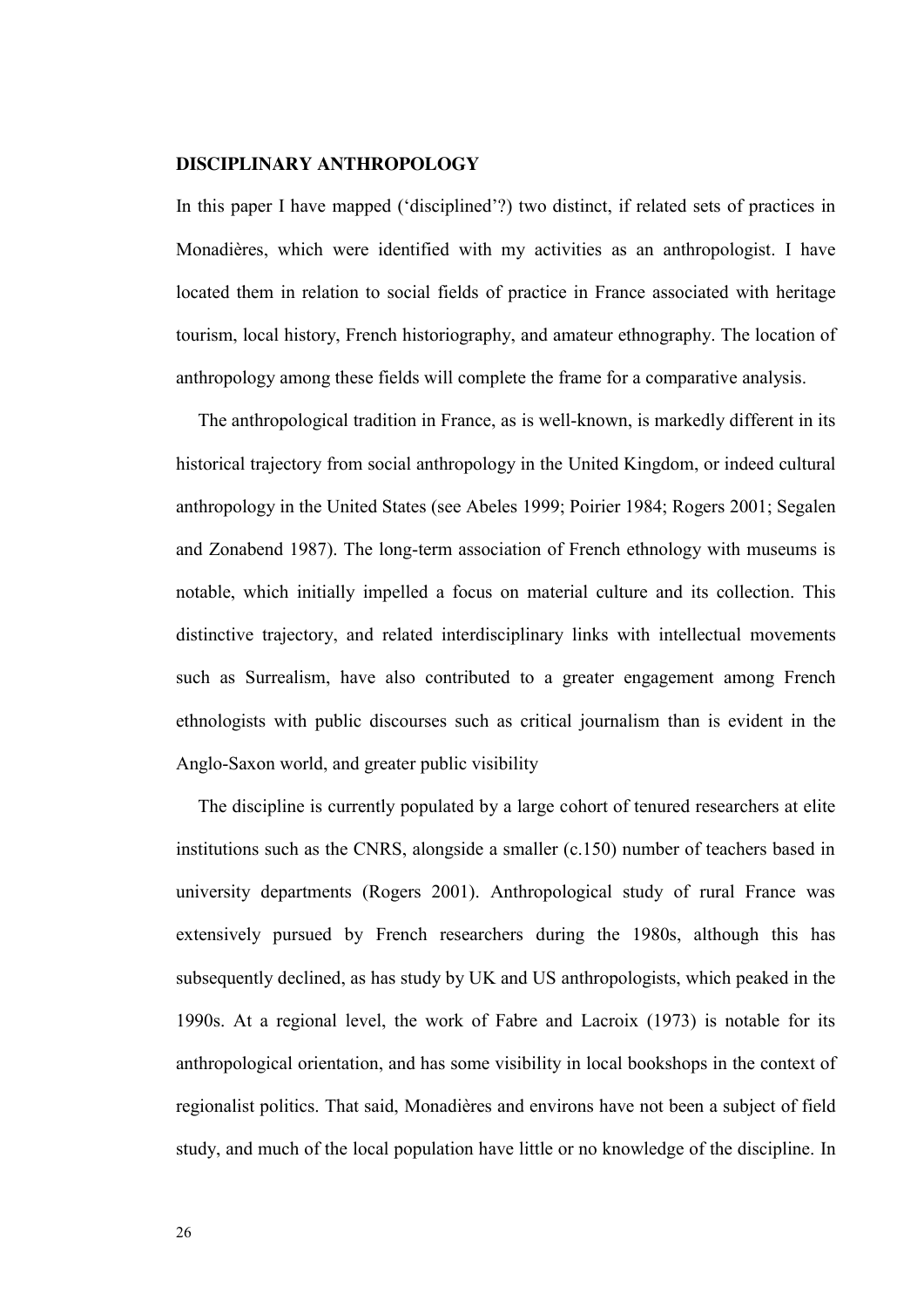## DISCIPLINARY ANTHROPOLOGY

In this paper I have mapped ('disciplined'?) two distinct, if related sets of practices in Monadières, which were identified with my activities as an anthropologist. I have located them in relation to social fields of practice in France associated with heritage tourism, local history, French historiography, and amateur ethnography. The location of anthropology among these fields will complete the frame for a comparative analysis.

The anthropological tradition in France, as is well-known, is markedly different in its historical trajectory from social anthropology in the United Kingdom, or indeed cultural anthropology in the United States (see Abeles 1999; Poirier 1984; Rogers 2001; Segalen and Zonabend 1987). The long-term association of French ethnology with museums is notable, which initially impelled a focus on material culture and its collection. This distinctive trajectory, and related interdisciplinary links with intellectual movements such as Surrealism, have also contributed to a greater engagement among French ethnologists with public discourses such as critical journalism than is evident in the Anglo-Saxon world, and greater public visibility

The discipline is currently populated by a large cohort of tenured researchers at elite institutions such as the CNRS, alongside a smaller (c.150) number of teachers based in university departments (Rogers 2001). Anthropological study of rural France was extensively pursued by French researchers during the 1980s, although this has subsequently declined, as has study by UK and US anthropologists, which peaked in the 1990s. At a regional level, the work of Fabre and Lacroix (1973) is notable for its anthropological orientation, and has some visibility in local bookshops in the context of regionalist politics. That said, Monadières and environs have not been a subject of field study, and much of the local population have little or no knowledge of the discipline. In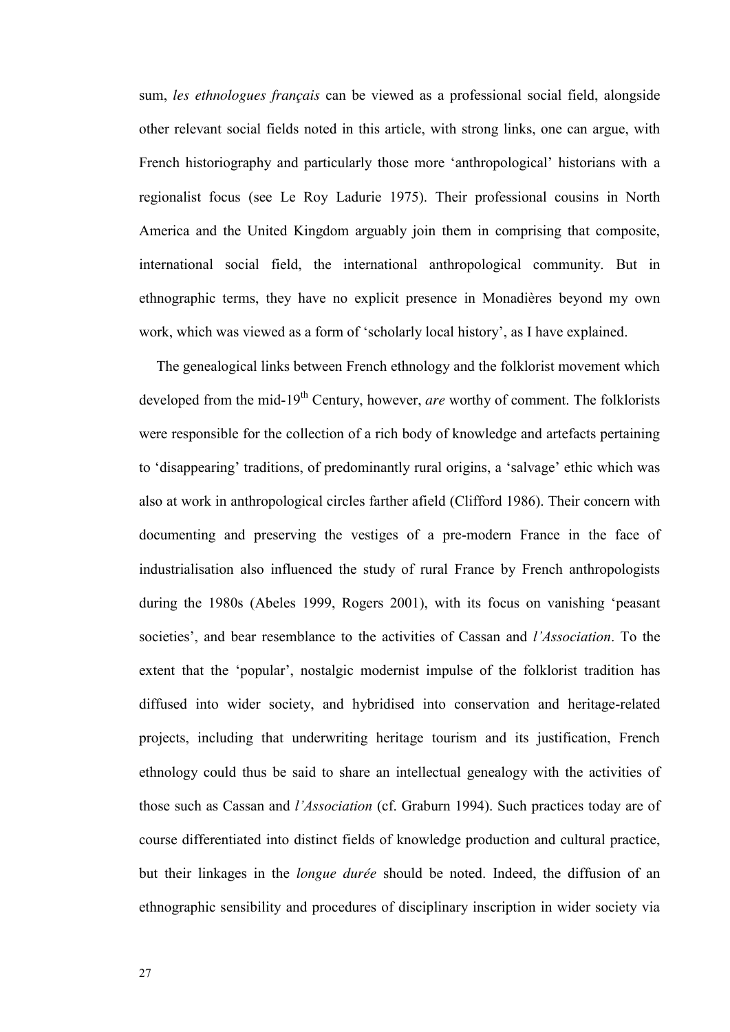sum, *les ethnologues français* can be viewed as a professional social field, alongside other relevant social fields noted in this article, with strong links, one can argue, with French historiography and particularly those more 'anthropological' historians with a regionalist focus (see Le Roy Ladurie 1975). Their professional cousins in North America and the United Kingdom arguably join them in comprising that composite, international social field, the international anthropological community. But in ethnographic terms, they have no explicit presence in Monadières beyond my own work, which was viewed as a form of 'scholarly local history', as I have explained.

The genealogical links between French ethnology and the folklorist movement which developed from the mid-19th Century, however, *are* worthy of comment. The folklorists were responsible for the collection of a rich body of knowledge and artefacts pertaining to 'disappearing' traditions, of predominantly rural origins, a 'salvage' ethic which was also at work in anthropological circles farther afield (Clifford 1986). Their concern with documenting and preserving the vestiges of a pre-modern France in the face of industrialisation also influenced the study of rural France by French anthropologists during the 1980s (Abeles 1999, Rogers 2001), with its focus on vanishing 'peasant societies', and bear resemblance to the activities of Cassan and *l'Association*. To the extent that the 'popular', nostalgic modernist impulse of the folklorist tradition has diffused into wider society, and hybridised into conservation and heritage-related projects, including that underwriting heritage tourism and its justification, French ethnology could thus be said to share an intellectual genealogy with the activities of those such as Cassan and *l'Association* (cf. Graburn 1994). Such practices today are of course differentiated into distinct fields of knowledge production and cultural practice, but their linkages in the *longue durée* should be noted. Indeed, the diffusion of an ethnographic sensibility and procedures of disciplinary inscription in wider society via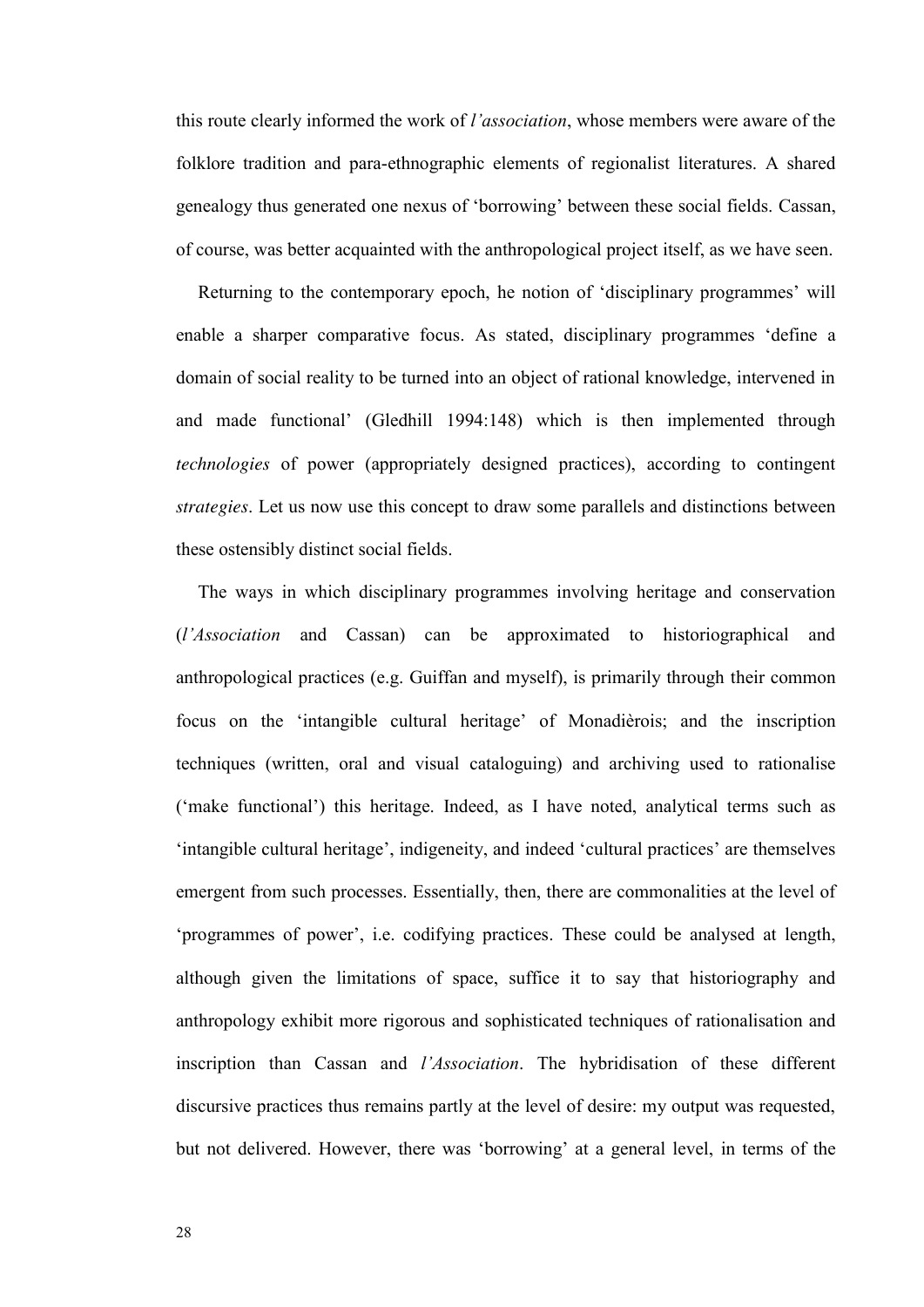this route clearly informed the work of *l'association*, whose members were aware of the folklore tradition and para-ethnographic elements of regionalist literatures. A shared genealogy thus generated one nexus of 'borrowing' between these social fields. Cassan, of course, was better acquainted with the anthropological project itself, as we have seen.

Returning to the contemporary epoch, he notion of 'disciplinary programmes' will enable a sharper comparative focus. As stated, disciplinary programmes 'define a domain of social reality to be turned into an object of rational knowledge, intervened in and made functional' (Gledhill 1994:148) which is then implemented through *technologies* of power (appropriately designed practices), according to contingent *strategies*. Let us now use this concept to draw some parallels and distinctions between these ostensibly distinct social fields.

The ways in which disciplinary programmes involving heritage and conservation (*l'Association* and Cassan) can be approximated to historiographical and anthropological practices (e.g. Guiffan and myself), is primarily through their common focus on the 'intangible cultural heritage' of Monadièrois; and the inscription techniques (written, oral and visual cataloguing) and archiving used to rationalise ('make functional') this heritage. Indeed, as I have noted, analytical terms such as 'intangible cultural heritage', indigeneity, and indeed 'cultural practices' are themselves emergent from such processes. Essentially, then, there are commonalities at the level of 'programmes of power', i.e. codifying practices. These could be analysed at length, although given the limitations of space, suffice it to say that historiography and anthropology exhibit more rigorous and sophisticated techniques of rationalisation and inscription than Cassan and *l'Association*. The hybridisation of these different discursive practices thus remains partly at the level of desire: my output was requested, but not delivered. However, there was 'borrowing' at a general level, in terms of the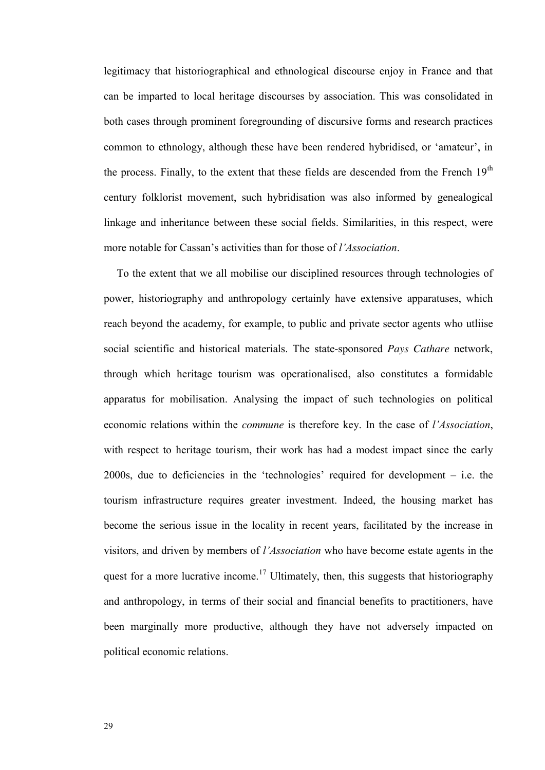legitimacy that historiographical and ethnological discourse enjoy in France and that can be imparted to local heritage discourses by association. This was consolidated in both cases through prominent foregrounding of discursive forms and research practices common to ethnology, although these have been rendered hybridised, or 'amateur', in the process. Finally, to the extent that these fields are descended from the French 19th century folklorist movement, such hybridisation was also informed by genealogical linkage and inheritance between these social fields. Similarities, in this respect, were more notable for Cassan's activities than for those of *l'Association*.

To the extent that we all mobilise our disciplined resources through technologies of power, historiography and anthropology certainly have extensive apparatuses, which reach beyond the academy, for example, to public and private sector agents who utliise social scientific and historical materials. The state-sponsored *Pays Cathare* network, through which heritage tourism was operationalised, also constitutes a formidable apparatus for mobilisation. Analysing the impact of such technologies on political economic relations within the *commune* is therefore key. In the case of *l'Association*, with respect to heritage tourism, their work has had a modest impact since the early 2000s, due to deficiencies in the 'technologies' required for development – i.e. the tourism infrastructure requires greater investment. Indeed, the housing market has become the serious issue in the locality in recent years, facilitated by the increase in visitors, and driven by members of *l'Association* who have become estate agents in the quest for a more lucrative income.[17] Ultimately, then, this suggests that historiography and anthropology, in terms of their social and financial benefits to practitioners, have been marginally more productive, although they have not adversely impacted on political economic relations.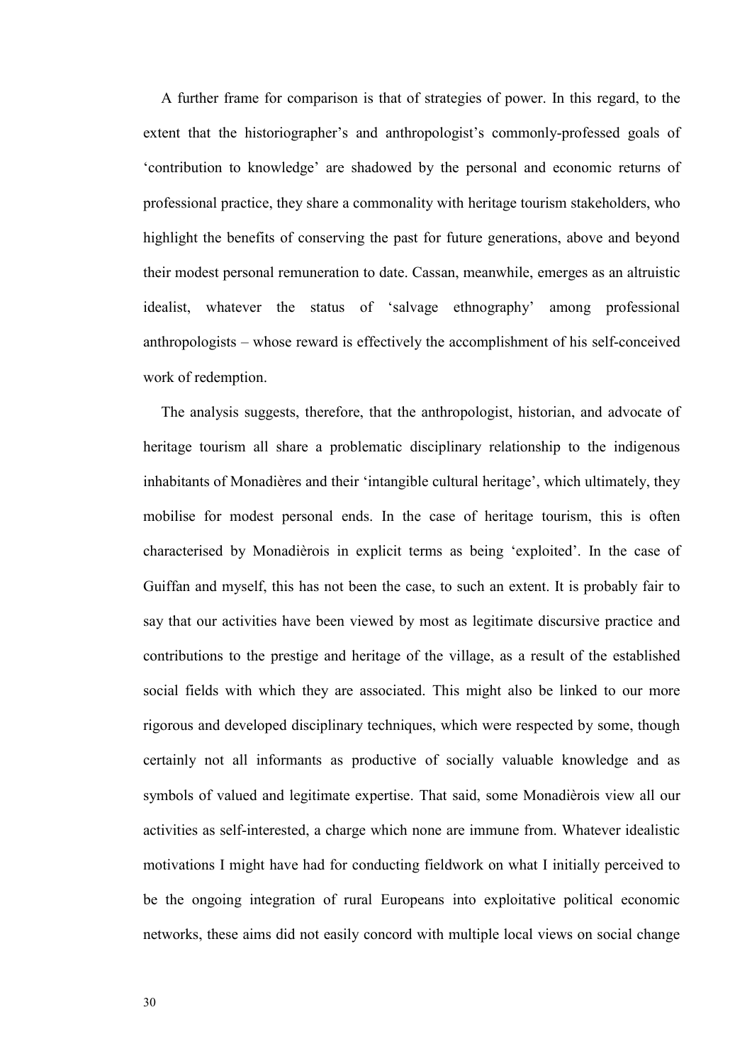A further frame for comparison is that of strategies of power. In this regard, to the extent that the historiographer's and anthropologist's commonly-professed goals of 'contribution to knowledge' are shadowed by the personal and economic returns of professional practice, they share a commonality with heritage tourism stakeholders, who highlight the benefits of conserving the past for future generations, above and beyond their modest personal remuneration to date. Cassan, meanwhile, emerges as an altruistic idealist, whatever the status of 'salvage ethnography' among professional anthropologists – whose reward is effectively the accomplishment of his self-conceived work of redemption.

The analysis suggests, therefore, that the anthropologist, historian, and advocate of heritage tourism all share a problematic disciplinary relationship to the indigenous inhabitants of Monadières and their 'intangible cultural heritage', which ultimately, they mobilise for modest personal ends. In the case of heritage tourism, this is often characterised by Monadièrois in explicit terms as being 'exploited'. In the case of Guiffan and myself, this has not been the case, to such an extent. It is probably fair to say that our activities have been viewed by most as legitimate discursive practice and contributions to the prestige and heritage of the village, as a result of the established social fields with which they are associated. This might also be linked to our more rigorous and developed disciplinary techniques, which were respected by some, though certainly not all informants as productive of socially valuable knowledge and as symbols of valued and legitimate expertise. That said, some Monadièrois view all our activities as self-interested, a charge which none are immune from. Whatever idealistic motivations I might have had for conducting fieldwork on what I initially perceived to be the ongoing integration of rural Europeans into exploitative political economic networks, these aims did not easily concord with multiple local views on social change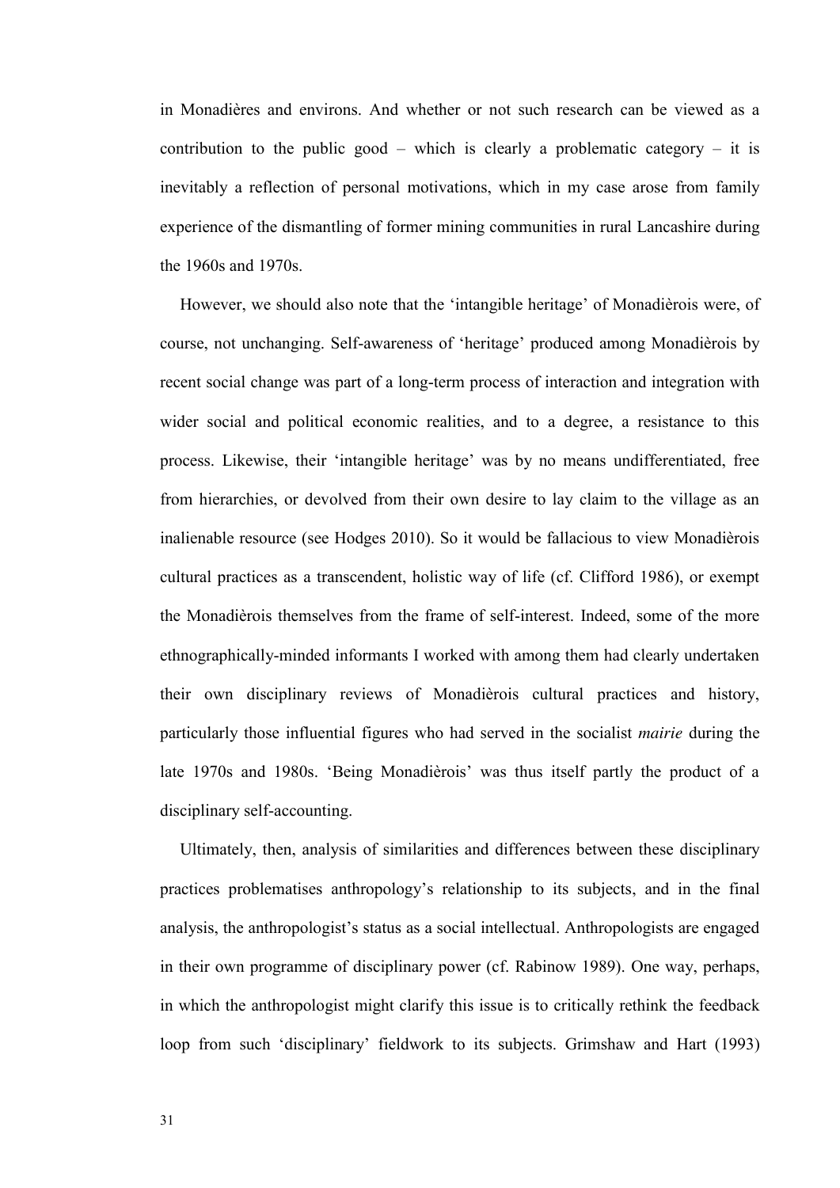in Monadières and environs. And whether or not such research can be viewed as a contribution to the public good – which is clearly a problematic category – it is inevitably a reflection of personal motivations, which in my case arose from family experience of the dismantling of former mining communities in rural Lancashire during the 1960s and 1970s.

However, we should also note that the 'intangible heritage' of Monadièrois were, of course, not unchanging. Self-awareness of 'heritage' produced among Monadièrois by recent social change was part of a long-term process of interaction and integration with wider social and political economic realities, and to a degree, a resistance to this process. Likewise, their 'intangible heritage' was by no means undifferentiated, free from hierarchies, or devolved from their own desire to lay claim to the village as an inalienable resource (see Hodges 2010). So it would be fallacious to view Monadièrois cultural practices as a transcendent, holistic way of life (cf. Clifford 1986), or exempt the Monadièrois themselves from the frame of self-interest. Indeed, some of the more ethnographically-minded informants I worked with among them had clearly undertaken their own disciplinary reviews of Monadièrois cultural practices and history, particularly those influential figures who had served in the socialist *mairie* during the late 1970s and 1980s. 'Being Monadièrois' was thus itself partly the product of a disciplinary self-accounting.

Ultimately, then, analysis of similarities and differences between these disciplinary practices problematises anthropology's relationship to its subjects, and in the final analysis, the anthropologist's status as a social intellectual. Anthropologists are engaged in their own programme of disciplinary power (cf. Rabinow 1989). One way, perhaps, in which the anthropologist might clarify this issue is to critically rethink the feedback loop from such 'disciplinary' fieldwork to its subjects. Grimshaw and Hart (1993)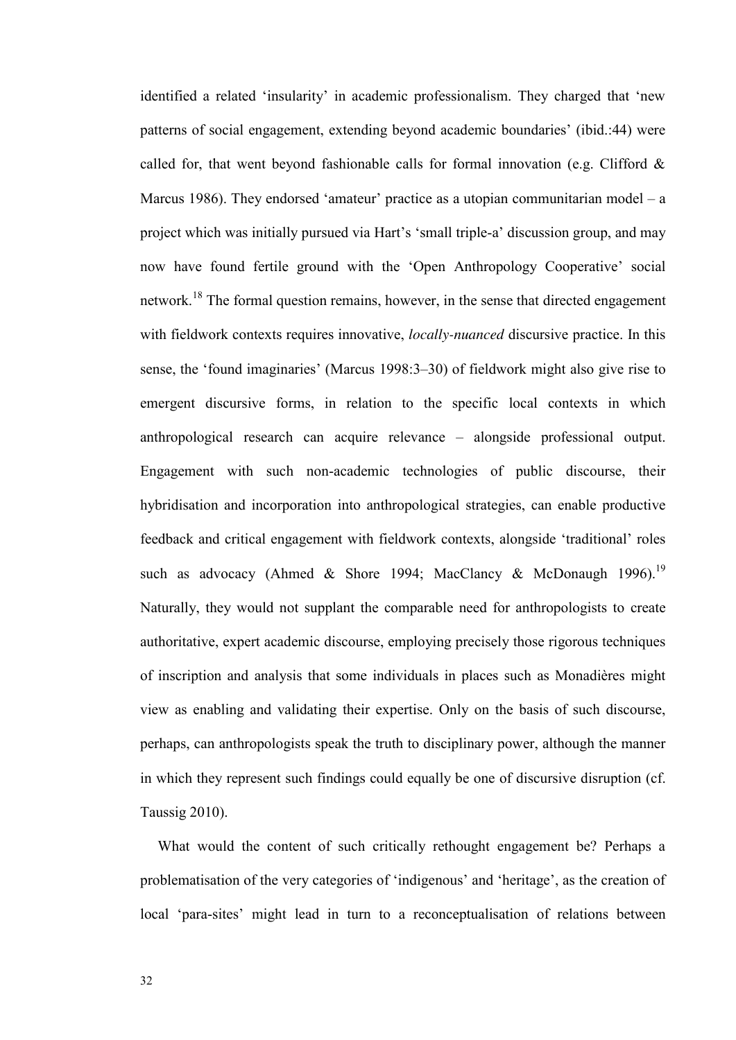identified a related 'insularity' in academic professionalism. They charged that 'new patterns of social engagement, extending beyond academic boundaries' (ibid.:44) were called for, that went beyond fashionable calls for formal innovation (e.g. Clifford & Marcus 1986). They endorsed 'amateur' practice as a utopian communitarian model – a project which was initially pursued via Hart's 'small triple-a' discussion group, and may now have found fertile ground with the 'Open Anthropology Cooperative' social network.[18] The formal question remains, however, in the sense that directed engagement with fieldwork contexts requires innovative, *locally-nuanced* discursive practice. In this sense, the 'found imaginaries' (Marcus 1998:3–30) of fieldwork might also give rise to emergent discursive forms, in relation to the specific local contexts in which anthropological research can acquire relevance – alongside professional output. Engagement with such non-academic technologies of public discourse, their hybridisation and incorporation into anthropological strategies, can enable productive feedback and critical engagement with fieldwork contexts, alongside 'traditional' roles such as advocacy (Ahmed & Shore 1994; MacClancy & McDonaugh 1996).[19] Naturally, they would not supplant the comparable need for anthropologists to create authoritative, expert academic discourse, employing precisely those rigorous techniques of inscription and analysis that some individuals in places such as Monadières might view as enabling and validating their expertise. Only on the basis of such discourse, perhaps, can anthropologists speak the truth to disciplinary power, although the manner in which they represent such findings could equally be one of discursive disruption (cf. Taussig 2010).

What would the content of such critically rethought engagement be? Perhaps a problematisation of the very categories of 'indigenous' and 'heritage', as the creation of local 'para-sites' might lead in turn to a reconceptualisation of relations between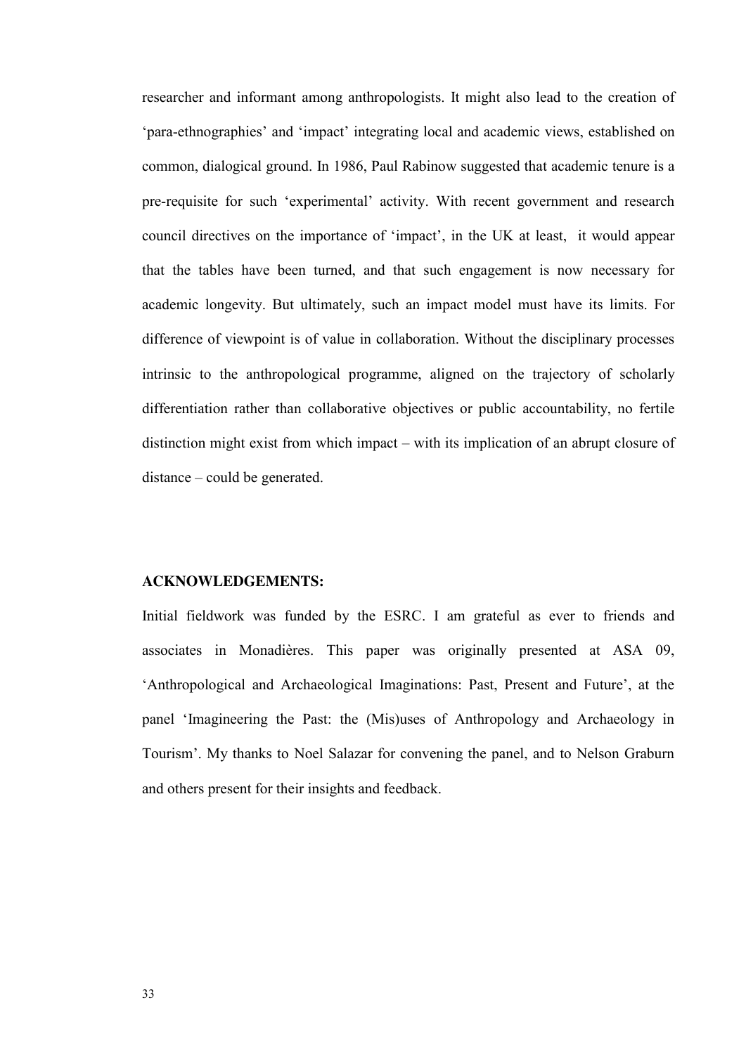researcher and informant among anthropologists. It might also lead to the creation of 'para-ethnographies' and 'impact' integrating local and academic views, established on common, dialogical ground. In 1986, Paul Rabinow suggested that academic tenure is a pre-requisite for such 'experimental' activity. With recent government and research council directives on the importance of 'impact', in the UK at least, it would appear that the tables have been turned, and that such engagement is now necessary for academic longevity. But ultimately, such an impact model must have its limits. For difference of viewpoint is of value in collaboration. Without the disciplinary processes intrinsic to the anthropological programme, aligned on the trajectory of scholarly differentiation rather than collaborative objectives or public accountability, no fertile distinction might exist from which impact – with its implication of an abrupt closure of distance – could be generated.

**ACKNOWLEDGEMENTS:**

Initial fieldwork was funded by the ESRC. I am grateful as ever to friends and associates in Monadières. This paper was originally presented at ASA 09, 'Anthropological and Archaeological Imaginations: Past, Present and Future', at the panel 'Imagineering the Past: the (Mis)uses of Anthropology and Archaeology in Tourism'. My thanks to Noel Salazar for convening the panel, and to Nelson Graburn and others present for their insights and feedback.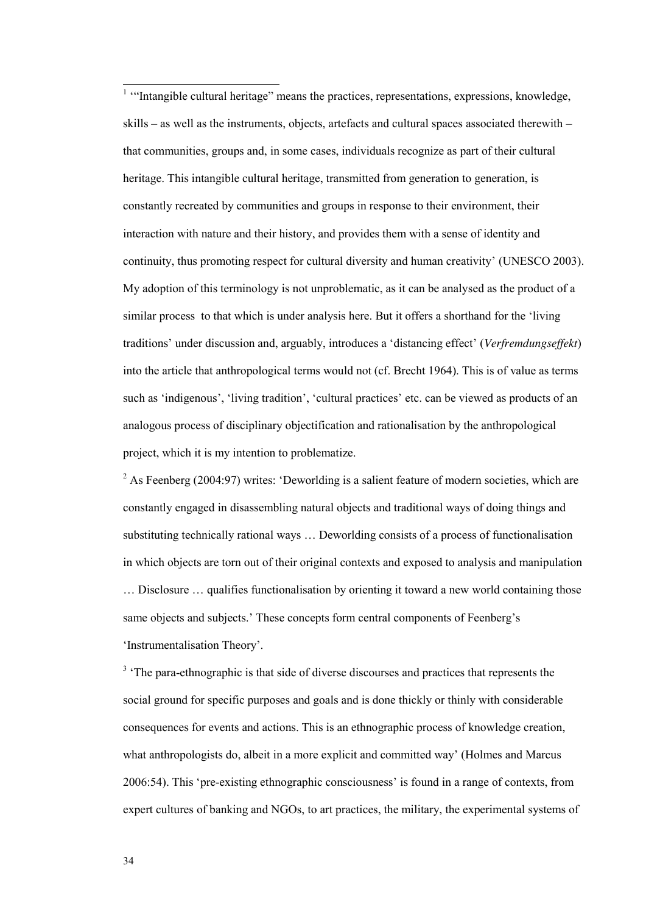[1] '"Intangible cultural heritage" means the practices, representations, expressions, knowledge, skills – as well as the instruments, objects, artefacts and cultural spaces associated therewith – that communities, groups and, in some cases, individuals recognize as part of their cultural heritage. This intangible cultural heritage, transmitted from generation to generation, is constantly recreated by communities and groups in response to their environment, their interaction with nature and their history, and provides them with a sense of identity and continuity, thus promoting respect for cultural diversity and human creativity' (UNESCO 2003). My adoption of this terminology is not unproblematic, as it can be analysed as the product of a similar process to that which is under analysis here. But it offers a shorthand for the 'living traditions' under discussion and, arguably, introduces a 'distancing effect' (*Verfremdungseffekt*) into the article that anthropological terms would not (cf. Brecht 1964). This is of value as terms such as 'indigenous', 'living tradition', 'cultural practices' etc. can be viewed as products of an analogous process of disciplinary objectification and rationalisation by the anthropological project, which it is my intention to problematize.

[2] As Feenberg (2004:97) writes: 'Deworlding is a salient feature of modern societies, which are constantly engaged in disassembling natural objects and traditional ways of doing things and substituting technically rational ways … Deworlding consists of a process of functionalisation in which objects are torn out of their original contexts and exposed to analysis and manipulation … Disclosure … qualifies functionalisation by orienting it toward a new world containing those same objects and subjects.' These concepts form central components of Feenberg's 'Instrumentalisation Theory'.

[3] 'The para-ethnographic is that side of diverse discourses and practices that represents the social ground for specific purposes and goals and is done thickly or thinly with considerable consequences for events and actions. This is an ethnographic process of knowledge creation, what anthropologists do, albeit in a more explicit and committed way' (Holmes and Marcus 2006:54). This 'pre-existing ethnographic consciousness' is found in a range of contexts, from expert cultures of banking and NGOs, to art practices, the military, the experimental systems of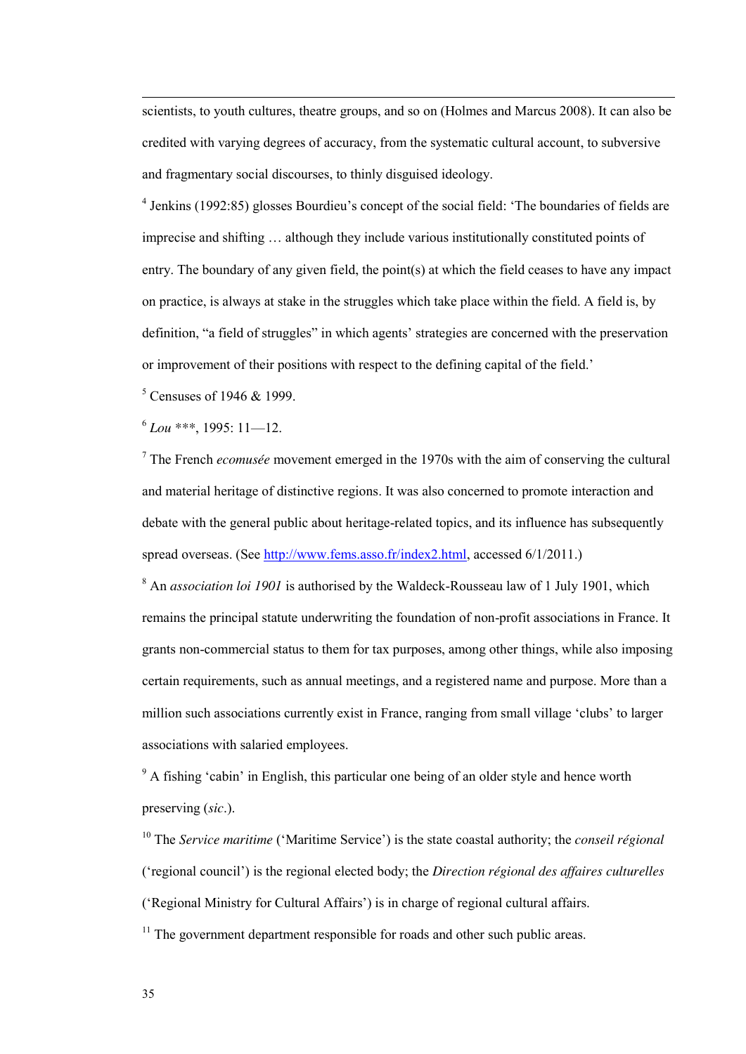scientists, to youth cultures, theatre groups, and so on (Holmes and Marcus 2008). It can also be credited with varying degrees of accuracy, from the systematic cultural account, to subversive and fragmentary social discourses, to thinly disguised ideology.

[4] Jenkins (1992:85) glosses Bourdieu's concept of the social field: 'The boundaries of fields are imprecise and shifting … although they include various institutionally constituted points of entry. The boundary of any given field, the point(s) at which the field ceases to have any impact on practice, is always at stake in the struggles which take place within the field. A field is, by definition, "a field of struggles" in which agents' strategies are concerned with the preservation or improvement of their positions with respect to the defining capital of the field.'

[5] Censuses of 1946 & 1999.

[6] *Lou* ***, 1995: 11—12.

[7] The French *ecomusée* movement emerged in the 1970s with the aim of conserving the cultural and material heritage of distinctive regions. It was also concerned to promote interaction and debate with the general public about heritage-related topics, and its influence has subsequently spread overseas. (See http://www.fems.asso.fr/index2.html, accessed 6/1/2011.)

[8] An *association loi 1901* is authorised by the Waldeck-Rousseau law of 1 July 1901, which remains the principal statute underwriting the foundation of non-profit associations in France. It grants non-commercial status to them for tax purposes, among other things, while also imposing certain requirements, such as annual meetings, and a registered name and purpose. More than a million such associations currently exist in France, ranging from small village 'clubs' to larger associations with salaried employees.

[9] A fishing 'cabin' in English, this particular one being of an older style and hence worth preserving (*sic*.).

[10] The *Service maritime* ('Maritime Service') is the state coastal authority; the *conseil régional* ('regional council') is the regional elected body; the *Direction régional des affaires culturelles* ('Regional Ministry for Cultural Affairs') is in charge of regional cultural affairs.

[11] The government department responsible for roads and other such public areas.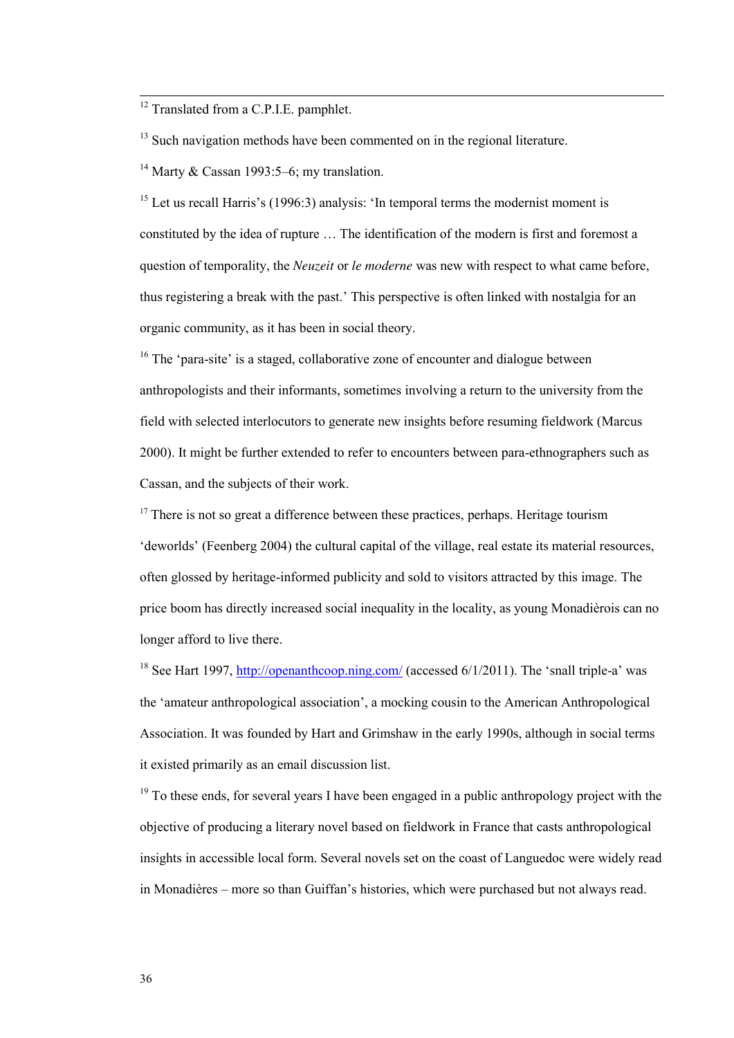[12] Translated from a C.P.I.E. pamphlet.

[13] Such navigation methods have been commented on in the regional literature.

[14] Marty & Cassan 1993:5–6; my translation.

[15] Let us recall Harris's (1996:3) analysis: 'In temporal terms the modernist moment is constituted by the idea of rupture … The identification of the modern is first and foremost a question of temporality, the *Neuzeit* or *le moderne* was new with respect to what came before, thus registering a break with the past.' This perspective is often linked with nostalgia for an organic community, as it has been in social theory.

[16] The 'para-site' is a staged, collaborative zone of encounter and dialogue between anthropologists and their informants, sometimes involving a return to the university from the field with selected interlocutors to generate new insights before resuming fieldwork (Marcus 2000). It might be further extended to refer to encounters between para-ethnographers such as Cassan, and the subjects of their work.

[17] There is not so great a difference between these practices, perhaps. Heritage tourism 'deworlds' (Feenberg 2004) the cultural capital of the village, real estate its material resources, often glossed by heritage-informed publicity and sold to visitors attracted by this image. The price boom has directly increased social inequality in the locality, as young Monadièrois can no longer afford to live there.

[18] See Hart 1997, [http://openanthcoop.ning.com/](http://openanthcoop.ning.com/) (accessed 6/1/2011). The 'snall triple-a' was the 'amateur anthropological association', a mocking cousin to the American Anthropological Association. It was founded by Hart and Grimshaw in the early 1990s, although in social terms it existed primarily as an email discussion list.

[19] To these ends, for several years I have been engaged in a public anthropology project with the objective of producing a literary novel based on fieldwork in France that casts anthropological insights in accessible local form. Several novels set on the coast of Languedoc were widely read in Monadières – more so than Guiffan's histories, which were purchased but not always read.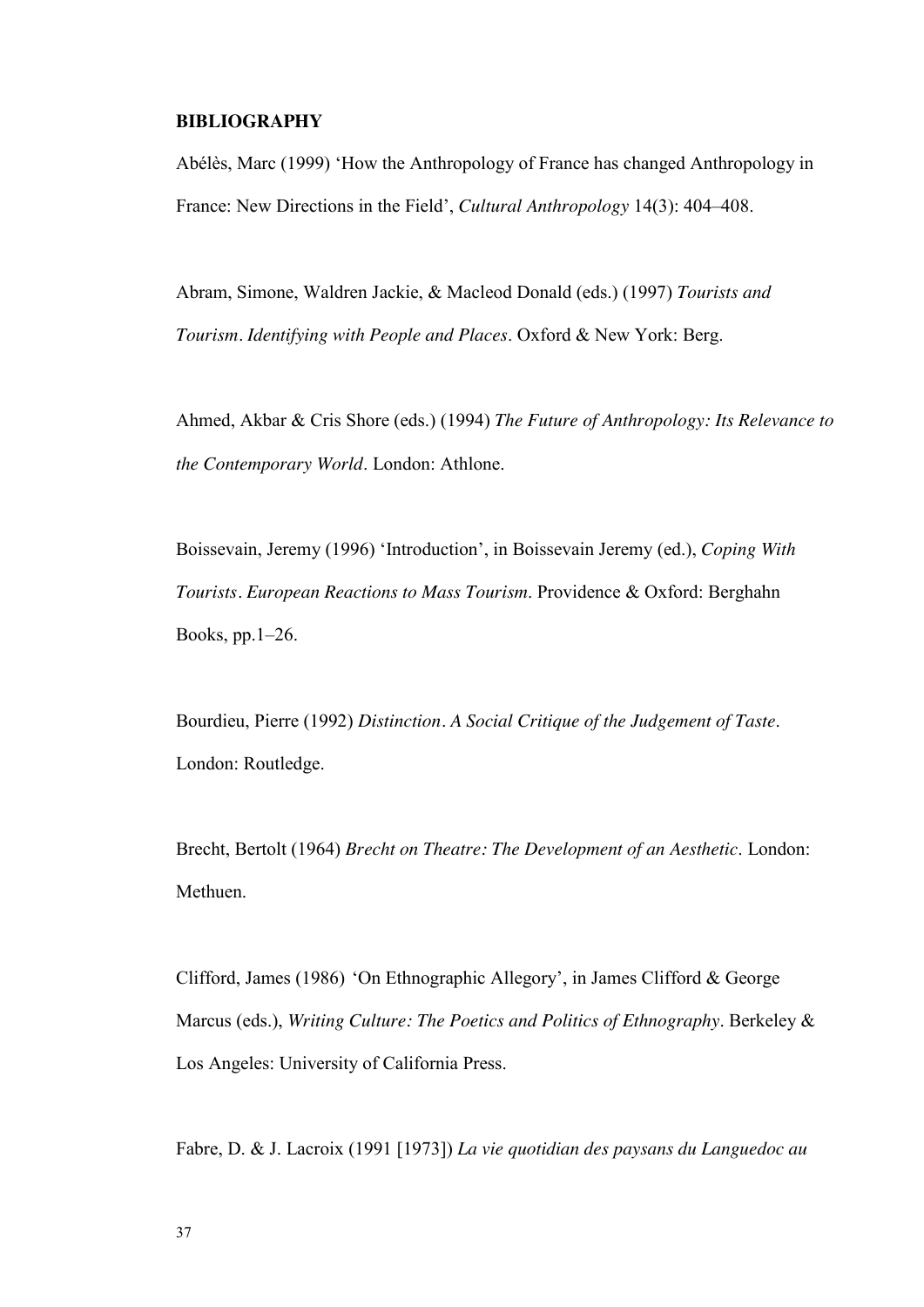**BIBLIOGRAPHY**

Abélès, Marc (1999) 'How the Anthropology of France has changed Anthropology in France: New Directions in the Field', *Cultural Anthropology* 14(3): 404–408.

Abram, Simone, Waldren Jackie, & Macleod Donald (eds.) (1997) *Tourists and Tourism. Identifying with People and Places*. Oxford & New York: Berg.

Ahmed, Akbar & Cris Shore (eds.) (1994) *The Future of Anthropology: Its Relevance to the Contemporary World*. London: Athlone.

Boissevain, Jeremy (1996) 'Introduction', in Boissevain Jeremy (ed.), *Coping With Tourists. European Reactions to Mass Tourism*. Providence & Oxford: Berghahn Books, pp.1–26.

Bourdieu, Pierre (1992) *Distinction. A Social Critique of the Judgement of Taste*. London: Routledge.

Brecht, Bertolt (1964) *Brecht on Theatre: The Development of an Aesthetic*. London: Methuen.

Clifford, James (1986) 'On Ethnographic Allegory', in James Clifford & George Marcus (eds.), *Writing Culture: The Poetics and Politics of Ethnography*. Berkeley & Los Angeles: University of California Press.

Fabre, D. & J. Lacroix (1991 [1973]) *La vie quotidian des paysans du Languedoc au*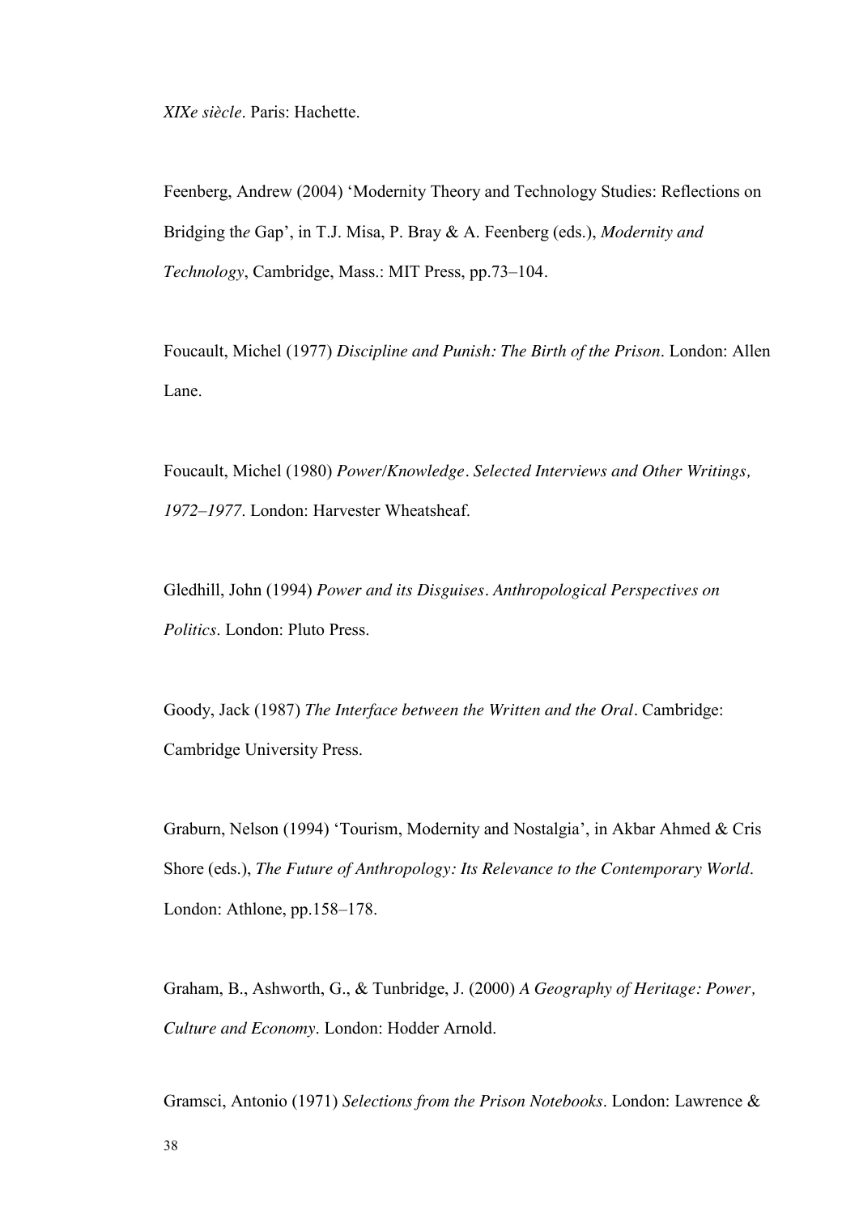*XIXe siècle*. Paris: Hachette.

Feenberg, Andrew (2004) 'Modernity Theory and Technology Studies: Reflections on Bridging the Gap', in T.J. Misa, P. Bray & A. Feenberg (eds.), *Modernity and Technology*, Cambridge, Mass.: MIT Press, pp.73–104.

Foucault, Michel (1977) *Discipline and Punish: The Birth of the Prison*. London: Allen Lane.

Foucault, Michel (1980) *Power/Knowledge*. *Selected Interviews and Other Writings, 1972–1977*. London: Harvester Wheatsheaf.

Gledhill, John (1994) *Power and its Disguises*. *Anthropological Perspectives on Politics*. London: Pluto Press.

Goody, Jack (1987) *The Interface between the Written and the Oral*. Cambridge: Cambridge University Press.

Graburn, Nelson (1994) 'Tourism, Modernity and Nostalgia', in Akbar Ahmed & Cris Shore (eds.), *The Future of Anthropology: Its Relevance to the Contemporary World*. London: Athlone, pp.158–178.

Graham, B., Ashworth, G., & Tunbridge, J. (2000) *A Geography of Heritage: Power, Culture and Economy*. London: Hodder Arnold.

Gramsci, Antonio (1971) *Selections from the Prison Notebooks*. London: Lawrence &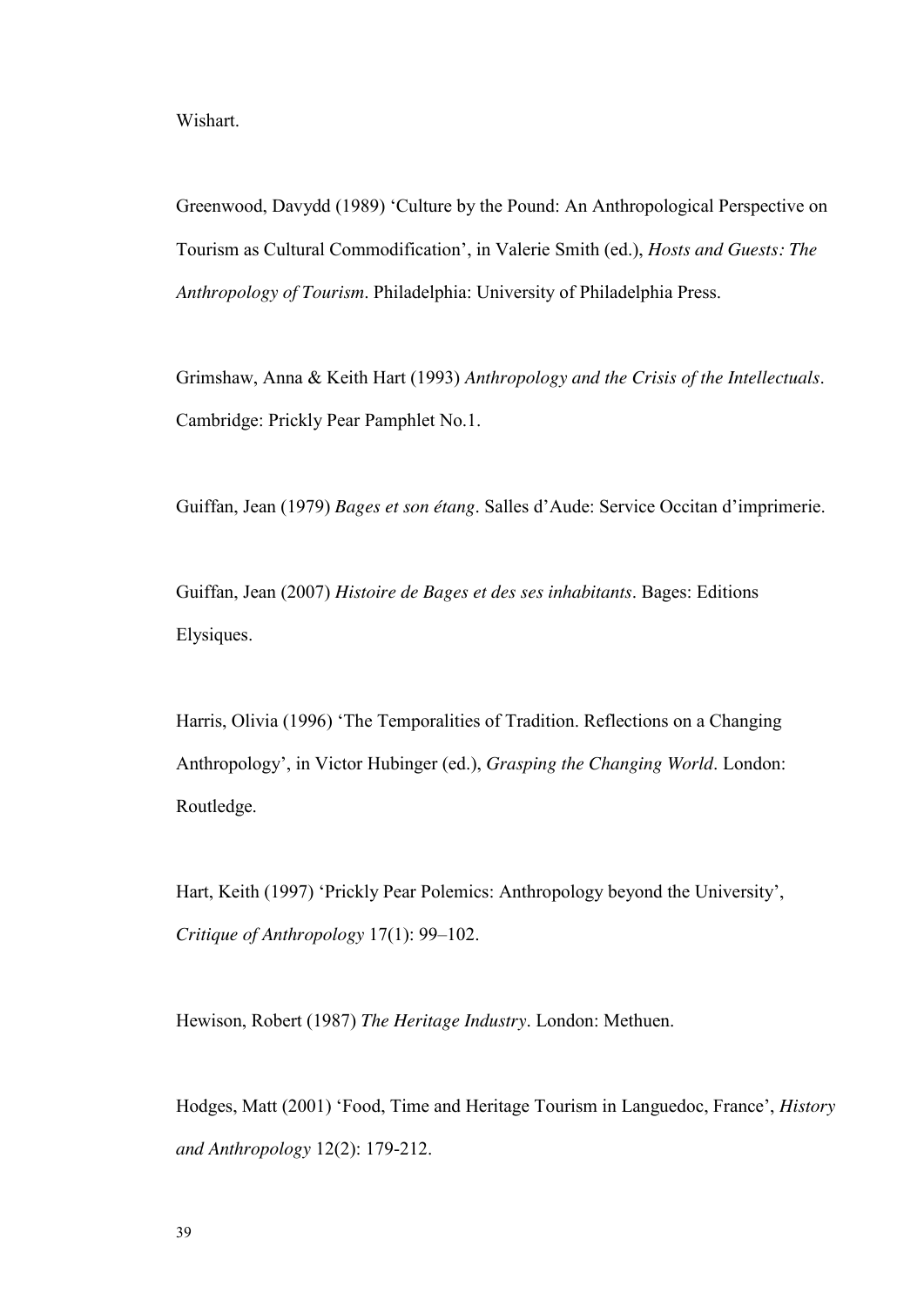Wishart.

Greenwood, Davydd (1989) 'Culture by the Pound: An Anthropological Perspective on Tourism as Cultural Commodification', in Valerie Smith (ed.), *Hosts and Guests: The Anthropology of Tourism*. Philadelphia: University of Philadelphia Press.

Grimshaw, Anna & Keith Hart (1993) *Anthropology and the Crisis of the Intellectuals*. Cambridge: Prickly Pear Pamphlet No.1.

Guiffan, Jean (1979) *Bages et son étang*. Salles d'Aude: Service Occitan d'imprimerie.

Guiffan, Jean (2007) *Histoire de Bages et des ses inhabitants*. Bages: Editions Elysiques.

Harris, Olivia (1996) 'The Temporalities of Tradition. Reflections on a Changing Anthropology', in Victor Hubinger (ed.), *Grasping the Changing World*. London: Routledge.

Hart, Keith (1997) 'Prickly Pear Polemics: Anthropology beyond the University', *Critique of Anthropology* 17(1): 99–102.

Hewison, Robert (1987) *The Heritage Industry*. London: Methuen.

Hodges, Matt (2001) 'Food, Time and Heritage Tourism in Languedoc, France', *History and Anthropology* 12(2): 179-212.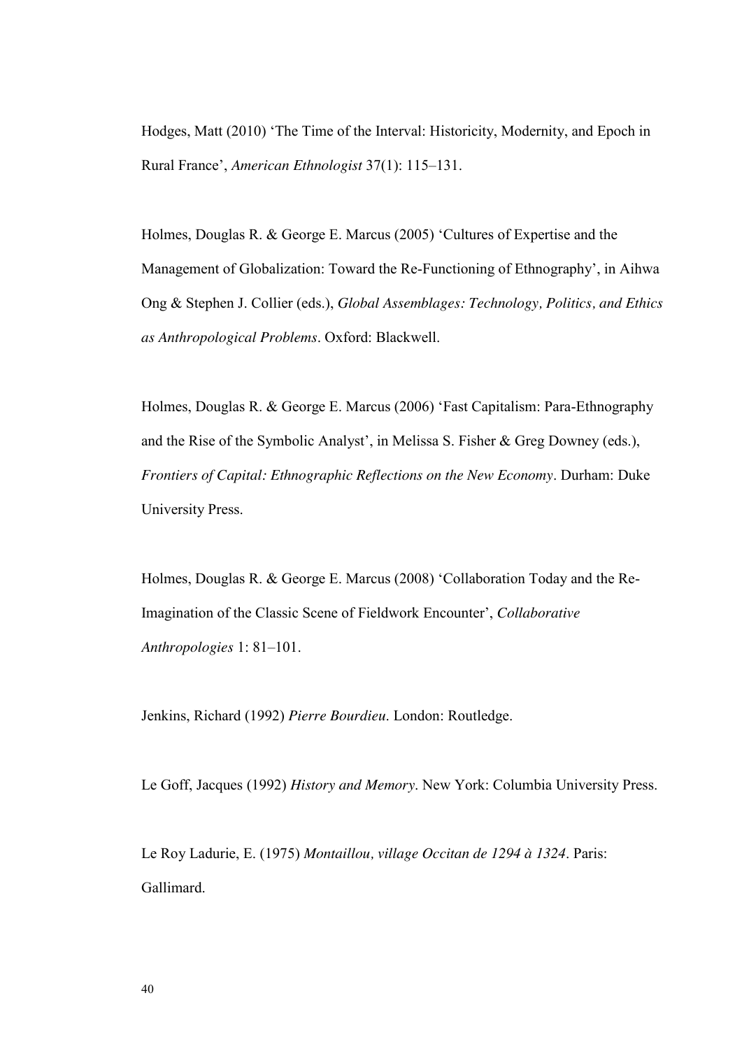Hodges, Matt (2010) 'The Time of the Interval: Historicity, Modernity, and Epoch in Rural France', *American Ethnologist* 37(1): 115–131.

Holmes, Douglas R. & George E. Marcus (2005) 'Cultures of Expertise and the Management of Globalization: Toward the Re-Functioning of Ethnography', in Aihwa Ong & Stephen J. Collier (eds.), *Global Assemblages: Technology, Politics, and Ethics as Anthropological Problems*. Oxford: Blackwell.

Holmes, Douglas R. & George E. Marcus (2006) 'Fast Capitalism: Para-Ethnography and the Rise of the Symbolic Analyst', in Melissa S. Fisher & Greg Downey (eds.), *Frontiers of Capital: Ethnographic Reflections on the New Economy*. Durham: Duke University Press.

Holmes, Douglas R. & George E. Marcus (2008) 'Collaboration Today and the Re-Imagination of the Classic Scene of Fieldwork Encounter', *Collaborative Anthropologies* 1: 81–101.

Jenkins, Richard (1992) *Pierre Bourdieu*. London: Routledge.

Le Goff, Jacques (1992) *History and Memory*. New York: Columbia University Press.

Le Roy Ladurie, E. (1975) *Montaillou, village Occitan de 1294 à 1324*. Paris: Gallimard.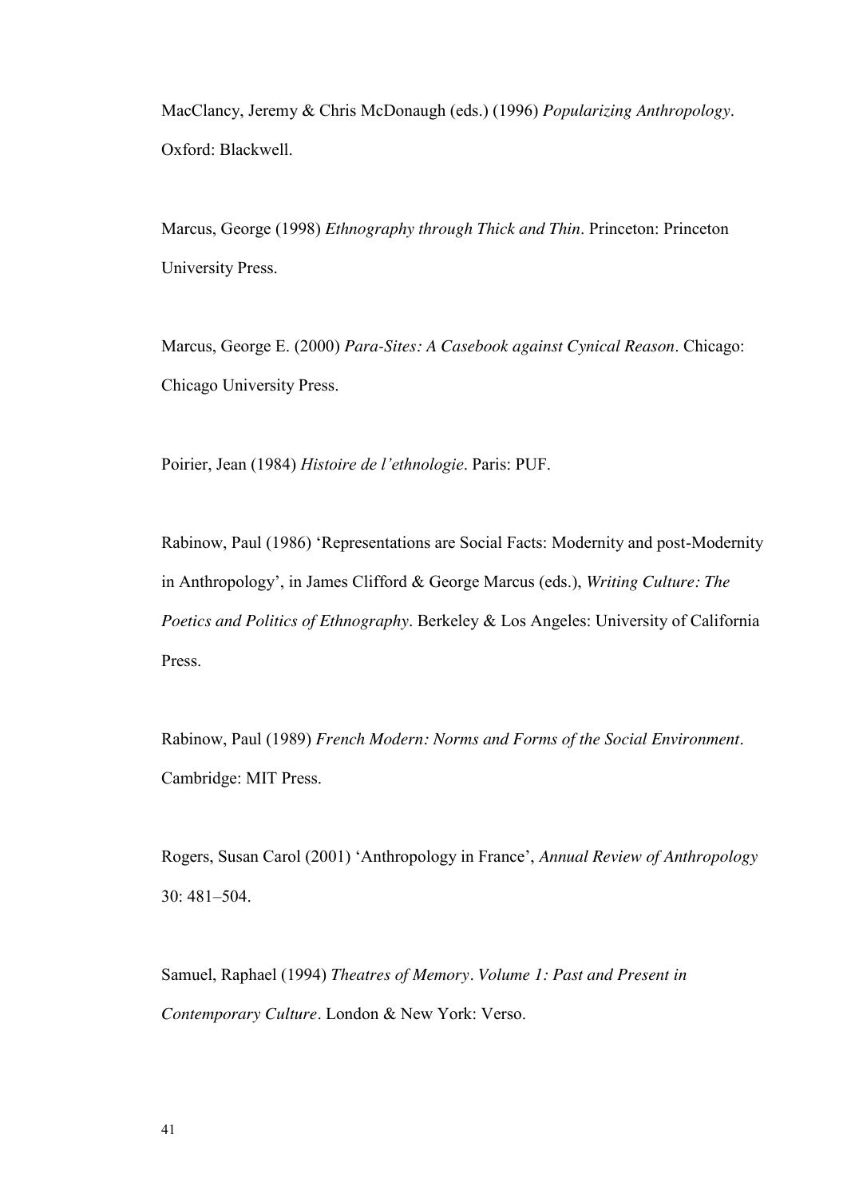MacClancy, Jeremy & Chris McDonaugh (eds.) (1996) *Popularizing Anthropology*. Oxford: Blackwell.

Marcus, George (1998) *Ethnography through Thick and Thin*. Princeton: Princeton University Press.

Marcus, George E. (2000) *Para-Sites: A Casebook against Cynical Reason*. Chicago: Chicago University Press.

Poirier, Jean (1984) *Histoire de l'ethnologie*. Paris: PUF.

Rabinow, Paul (1986) 'Representations are Social Facts: Modernity and post-Modernity in Anthropology', in James Clifford & George Marcus (eds.), *Writing Culture: The Poetics and Politics of Ethnography*. Berkeley & Los Angeles: University of California Press.

Rabinow, Paul (1989) *French Modern: Norms and Forms of the Social Environment*. Cambridge: MIT Press.

Rogers, Susan Carol (2001) 'Anthropology in France', *Annual Review of Anthropology* 30: 481–504.

Samuel, Raphael (1994) *Theatres of Memory*. *Volume 1: Past and Present in Contemporary Culture*. London & New York: Verso.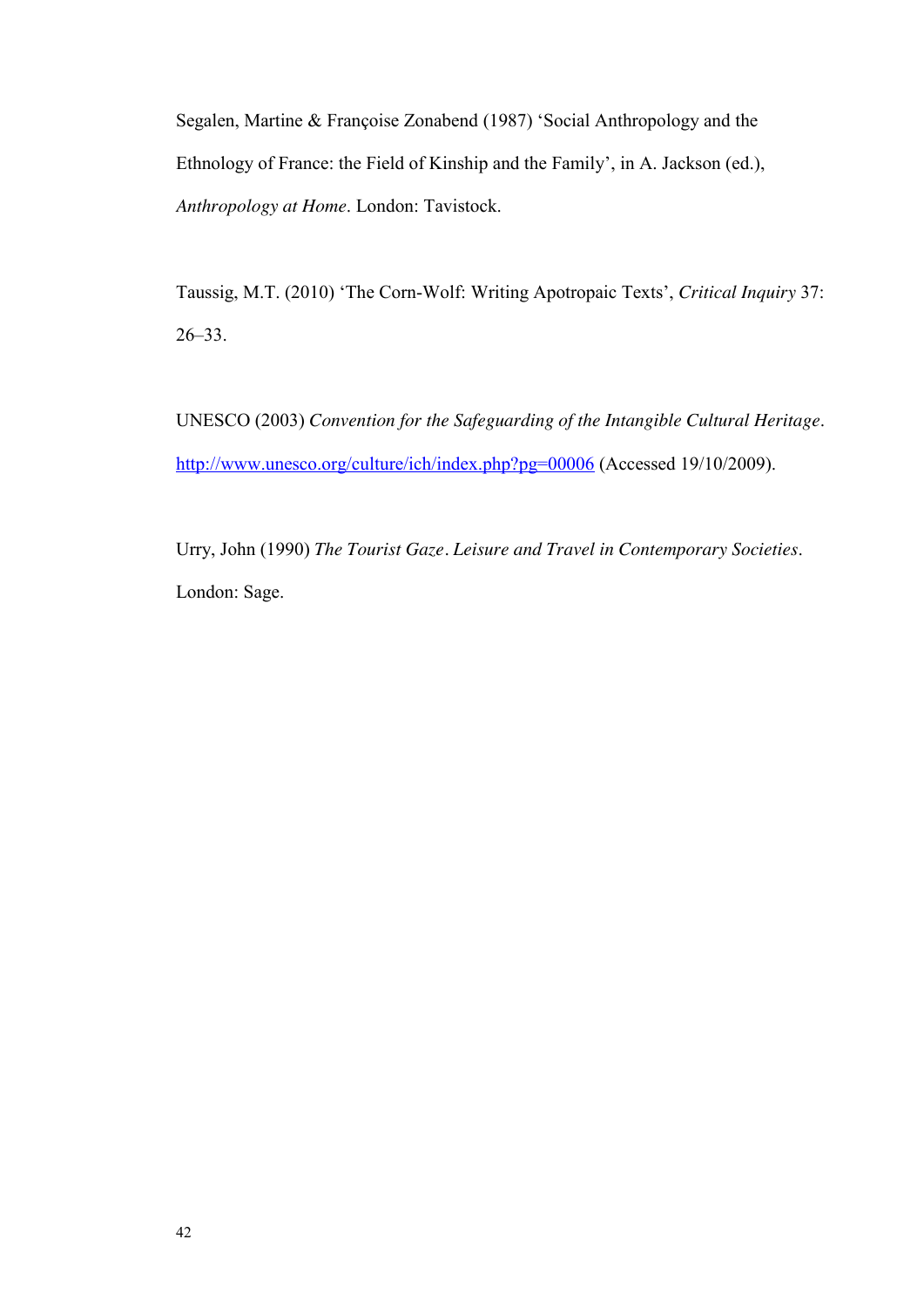Segalen, Martine & Françoise Zonabend (1987) ‘Social Anthropology and the Ethnology of France: the Field of Kinship and the Family’, in A. Jackson (ed.), *Anthropology at Home*. London: Tavistock.

Taussig, M.T. (2010) ‘The Corn-Wolf: Writing Apotropaic Texts’, *Critical Inquiry* 37: 26–33.

UNESCO (2003) *Convention for the Safeguarding of the Intangible Cultural Heritage*. http://www.unesco.org/culture/ich/index.php?pg=00006 (Accessed 19/10/2009).

Urry, John (1990) *The Tourist Gaze*. *Leisure and Travel in Contemporary Societies*. London: Sage.